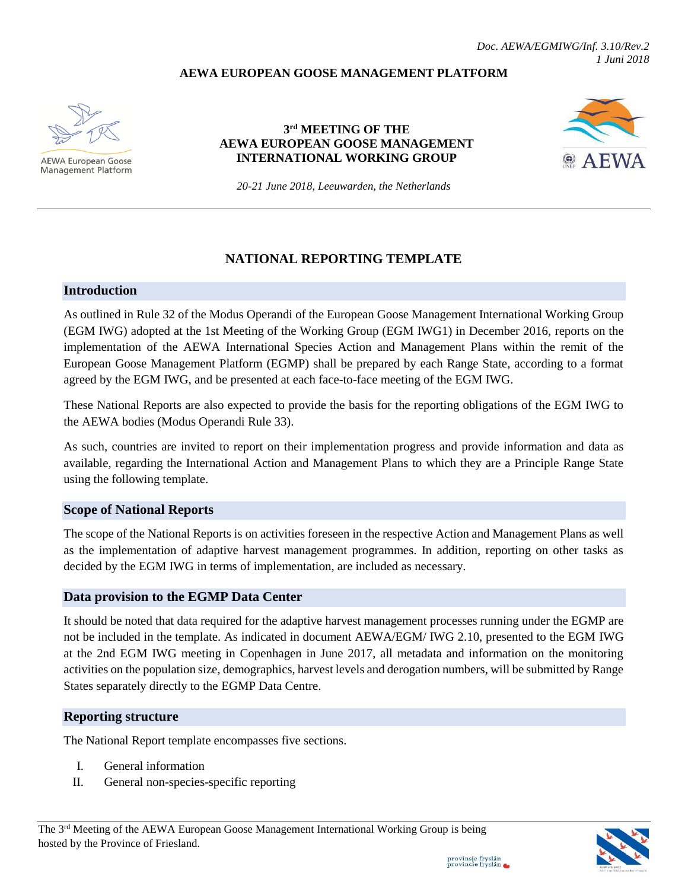*Doc. AEWA/EGMIWG/Inf. 3.10/Rev.2*
*1 Juni 2018*

**AEWA EUROPEAN GOOSE MANAGEMENT PLATFORM**

AEWA European Goose Management Platform

**3rd MEETING OF THE AEWA EUROPEAN GOOSE MANAGEMENT INTERNATIONAL WORKING GROUP**

*20-21 June 2018, Leeuwarden, the Netherlands*

# NATIONAL REPORTING TEMPLATE

## Introduction

As outlined in Rule 32 of the Modus Operandi of the European Goose Management International Working Group (EGM IWG) adopted at the 1st Meeting of the Working Group (EGM IWG1) in December 2016, reports on the implementation of the AEWA International Species Action and Management Plans within the remit of the European Goose Management Platform (EGMP) shall be prepared by each Range State, according to a format agreed by the EGM IWG, and be presented at each face-to-face meeting of the EGM IWG.

These National Reports are also expected to provide the basis for the reporting obligations of the EGM IWG to the AEWA bodies (Modus Operandi Rule 33).

As such, countries are invited to report on their implementation progress and provide information and data as available, regarding the International Action and Management Plans to which they are a Principle Range State using the following template.

## Scope of National Reports

The scope of the National Reports is on activities foreseen in the respective Action and Management Plans as well as the implementation of adaptive harvest management programmes. In addition, reporting on other tasks as decided by the EGM IWG in terms of implementation, are included as necessary.

## Data provision to the EGMP Data Center

It should be noted that data required for the adaptive harvest management processes running under the EGMP are not be included in the template. As indicated in document AEWA/EGM/ IWG 2.10, presented to the EGM IWG at the 2nd EGM IWG meeting in Copenhagen in June 2017, all metadata and information on the monitoring activities on the population size, demographics, harvest levels and derogation numbers, will be submitted by Range States separately directly to the EGMP Data Centre.

## Reporting structure

The National Report template encompasses five sections.

I. General information
II. General non-species-specific reporting

The 3rd Meeting of the AEWA European Goose Management International Working Group is being hosted by the Province of Friesland.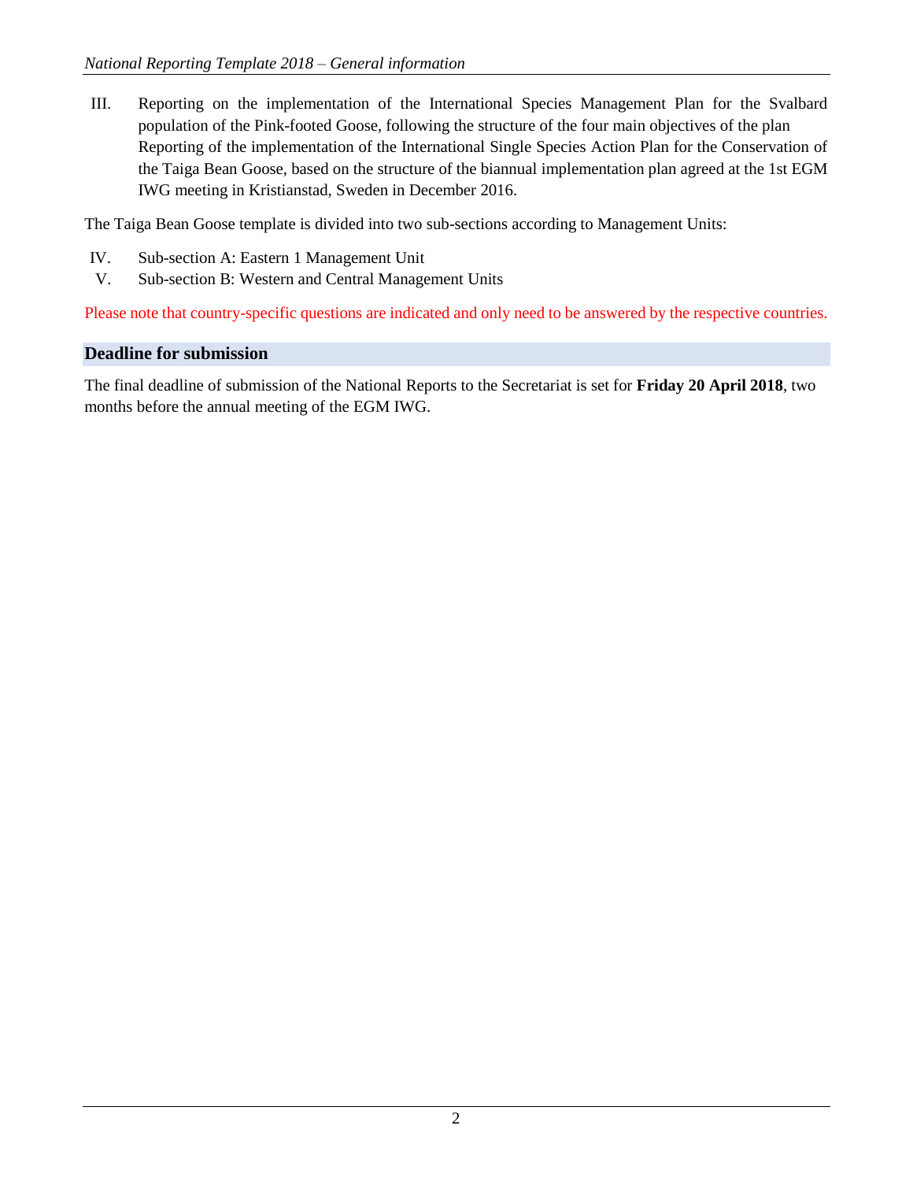III. Reporting on the implementation of the International Species Management Plan for the Svalbard population of the Pink-footed Goose, following the structure of the four main objectives of the plan Reporting of the implementation of the International Single Species Action Plan for the Conservation of the Taiga Bean Goose, based on the structure of the biannual implementation plan agreed at the 1st EGM IWG meeting in Kristianstad, Sweden in December 2016.

The Taiga Bean Goose template is divided into two sub-sections according to Management Units:

IV. Sub-section A: Eastern 1 Management Unit

V. Sub-section B: Western and Central Management Units

Please note that country-specific questions are indicated and only need to be answered by the respective countries.

## Deadline for submission

The final deadline of submission of the National Reports to the Secretariat is set for **Friday 20 April 2018**, two months before the annual meeting of the EGM IWG.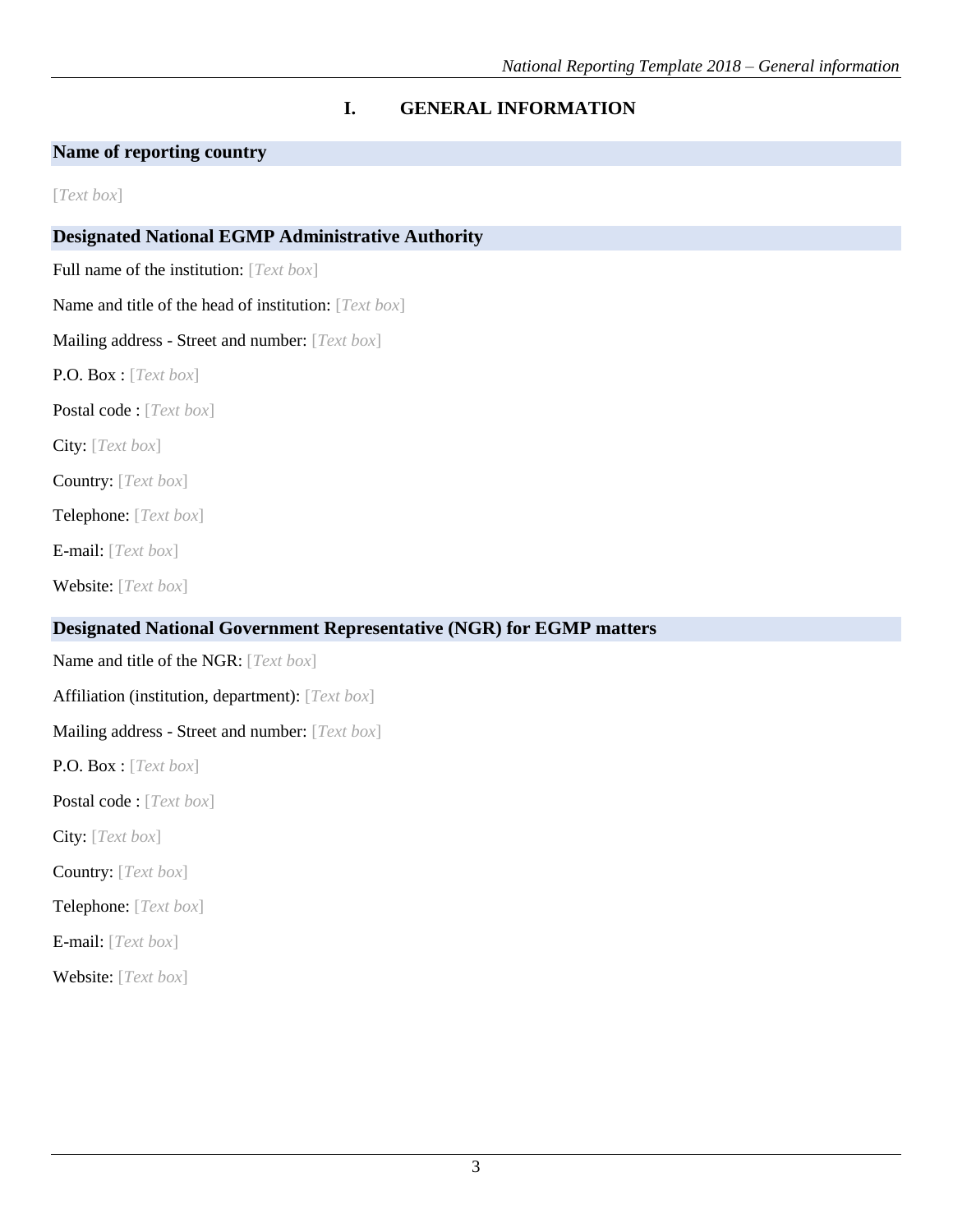# I. GENERAL INFORMATION

## Name of reporting country

[*Text box*]

## Designated National EGMP Administrative Authority

Full name of the institution: [*Text box*]

Name and title of the head of institution: [*Text box*]

Mailing address - Street and number: [*Text box*]

P.O. Box : [*Text box*]

Postal code : [*Text box*]

City: [*Text box*]

Country: [*Text box*]

Telephone: [*Text box*]

E-mail: [*Text box*]

Website: [*Text box*]

## Designated National Government Representative (NGR) for EGMP matters

Name and title of the NGR: [*Text box*]

Affiliation (institution, department): [*Text box*]

Mailing address - Street and number: [*Text box*]

P.O. Box : [*Text box*]

Postal code : [*Text box*]

City: [*Text box*]

Country: [*Text box*]

Telephone: [*Text box*]

E-mail: [*Text box*]

Website: [*Text box*]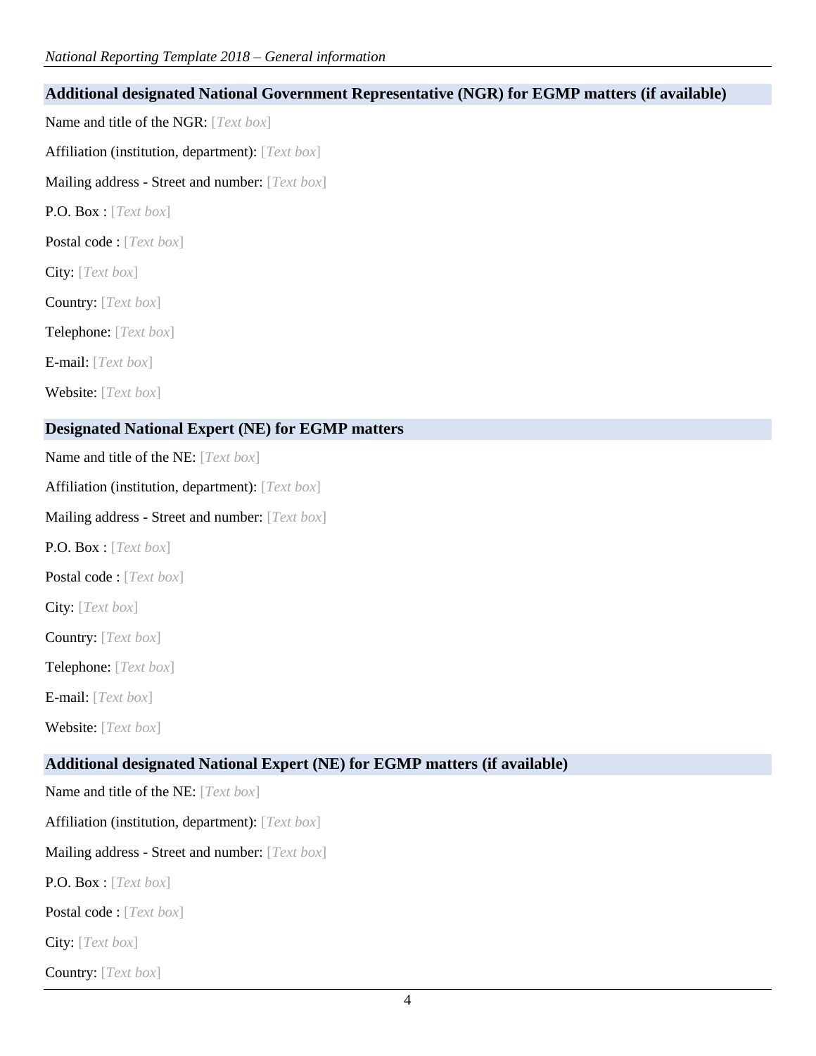## Additional designated National Government Representative (NGR) for EGMP matters (if available)

Name and title of the NGR: [*Text box*]

Affiliation (institution, department): [*Text box*]

Mailing address - Street and number: [*Text box*]

P.O. Box : [*Text box*]

Postal code : [*Text box*]

City: [*Text box*]

Country: [*Text box*]

Telephone: [*Text box*]

E-mail: [*Text box*]

Website: [*Text box*]

## Designated National Expert (NE) for EGMP matters

Name and title of the NE: [*Text box*]

Affiliation (institution, department): [*Text box*]

Mailing address - Street and number: [*Text box*]

P.O. Box : [*Text box*]

Postal code : [*Text box*]

City: [*Text box*]

Country: [*Text box*]

Telephone: [*Text box*]

E-mail: [*Text box*]

Website: [*Text box*]

## Additional designated National Expert (NE) for EGMP matters (if available)

Name and title of the NE: [*Text box*]

Affiliation (institution, department): [*Text box*]

Mailing address - Street and number: [*Text box*]

P.O. Box : [*Text box*]

Postal code : [*Text box*]

City: [*Text box*]

Country: [*Text box*]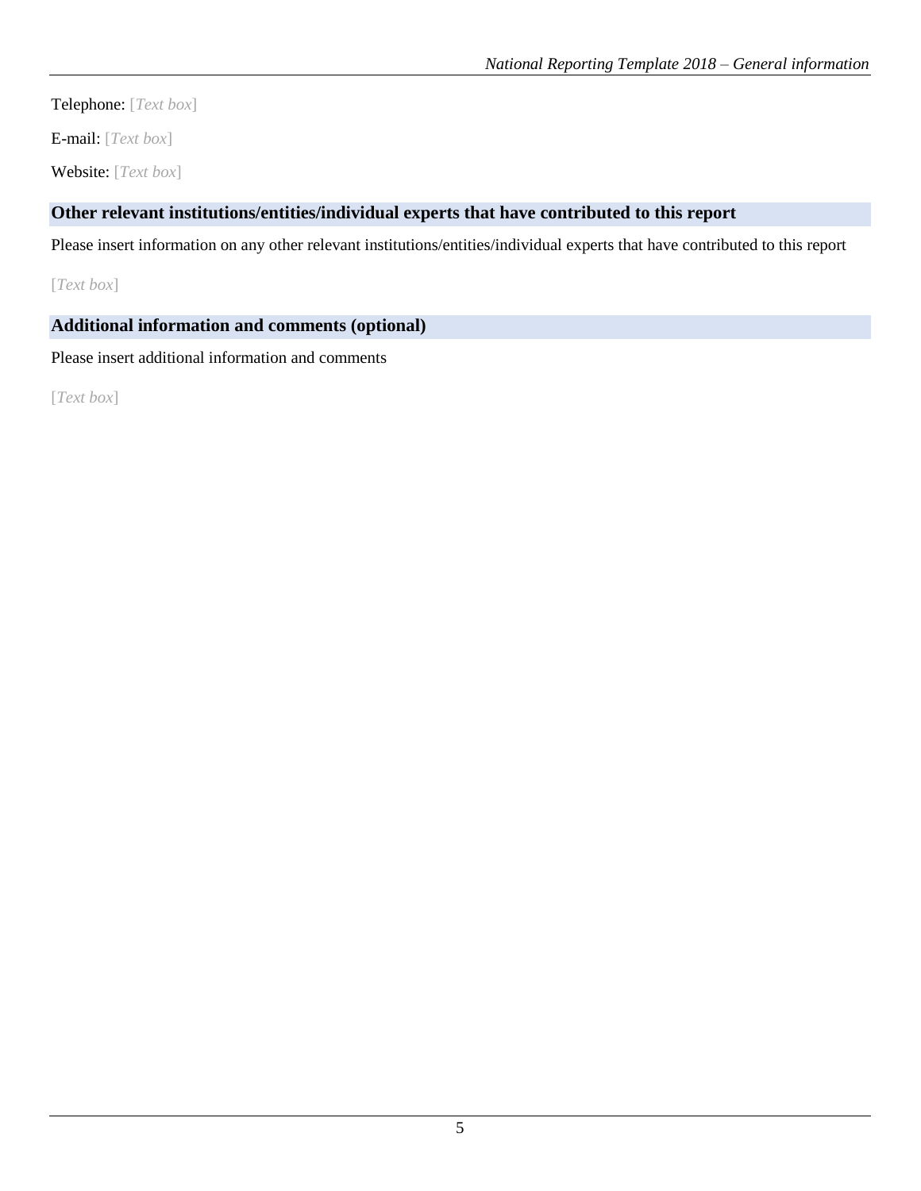Telephone: [*Text box*]

E-mail: [*Text box*]

Website: [*Text box*]

### Other relevant institutions/entities/individual experts that have contributed to this report

Please insert information on any other relevant institutions/entities/individual experts that have contributed to this report

[*Text box*]

### Additional information and comments (optional)

Please insert additional information and comments

[*Text box*]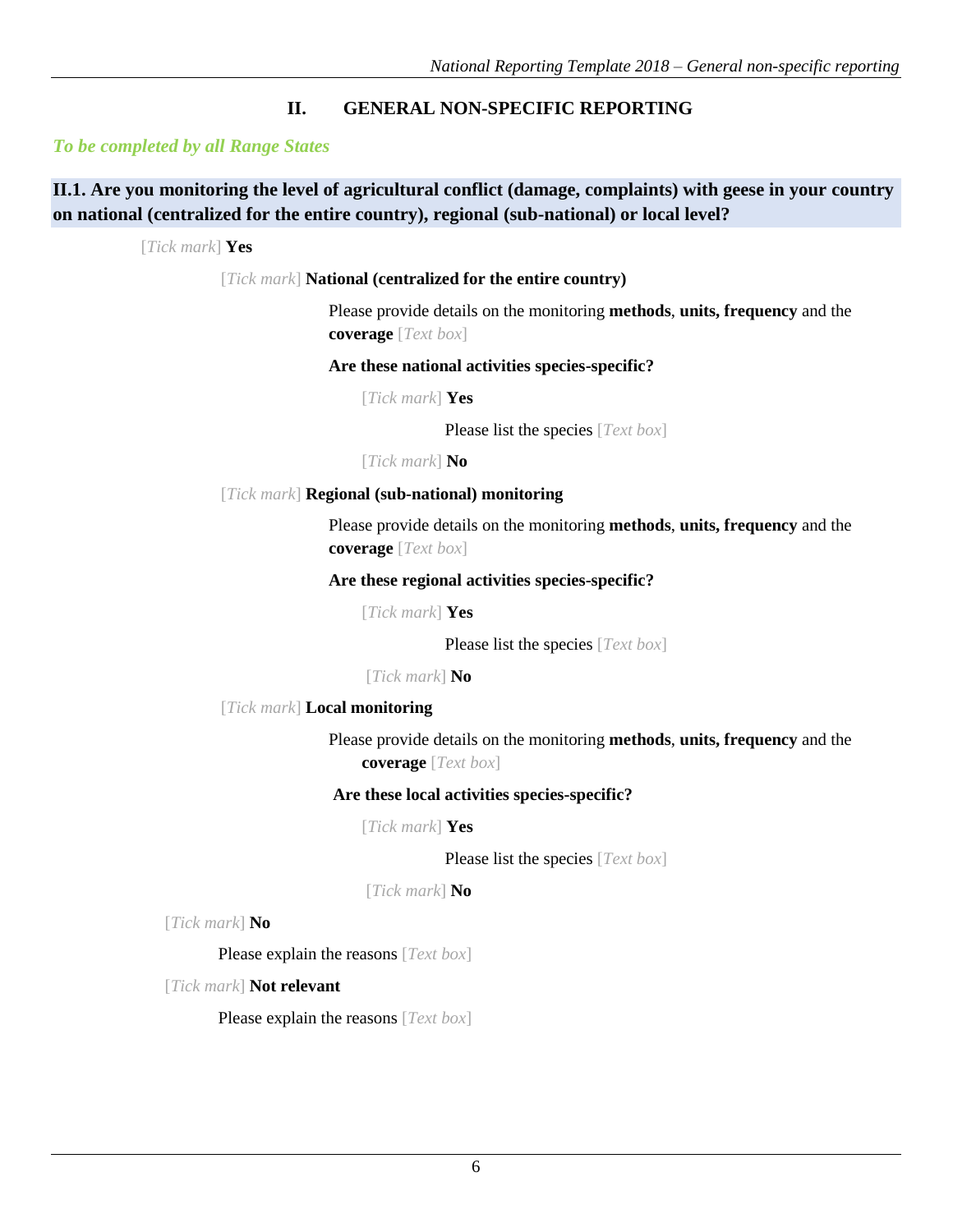## II. GENERAL NON-SPECIFIC REPORTING

*To be completed by all Range States*

**II.1. Are you monitoring the level of agricultural conflict (damage, complaints) with geese in your country on national (centralized for the entire country), regional (sub-national) or local level?**

[*Tick mark*] **Yes**

- [*Tick mark*] **National (centralized for the entire country)**

  Please provide details on the monitoring **methods**, **units, frequency** and the **coverage** [*Text box*]

  **Are these national activities species-specific?**

  - [*Tick mark*] **Yes**

    Please list the species [*Text box*]

  - [*Tick mark*] **No**

- [*Tick mark*] **Regional (sub-national) monitoring**

  Please provide details on the monitoring **methods**, **units, frequency** and the **coverage** [*Text box*]

  **Are these regional activities species-specific?**

  - [*Tick mark*] **Yes**

    Please list the species [*Text box*]

  - [*Tick mark*] **No**

- [*Tick mark*] **Local monitoring**

  Please provide details on the monitoring **methods**, **units, frequency** and the **coverage** [*Text box*]

  **Are these local activities species-specific?**

  - [*Tick mark*] **Yes**

    Please list the species [*Text box*]

  - [*Tick mark*] **No**

[*Tick mark*] **No**

Please explain the reasons [*Text box*]

[*Tick mark*] **Not relevant**

Please explain the reasons [*Text box*]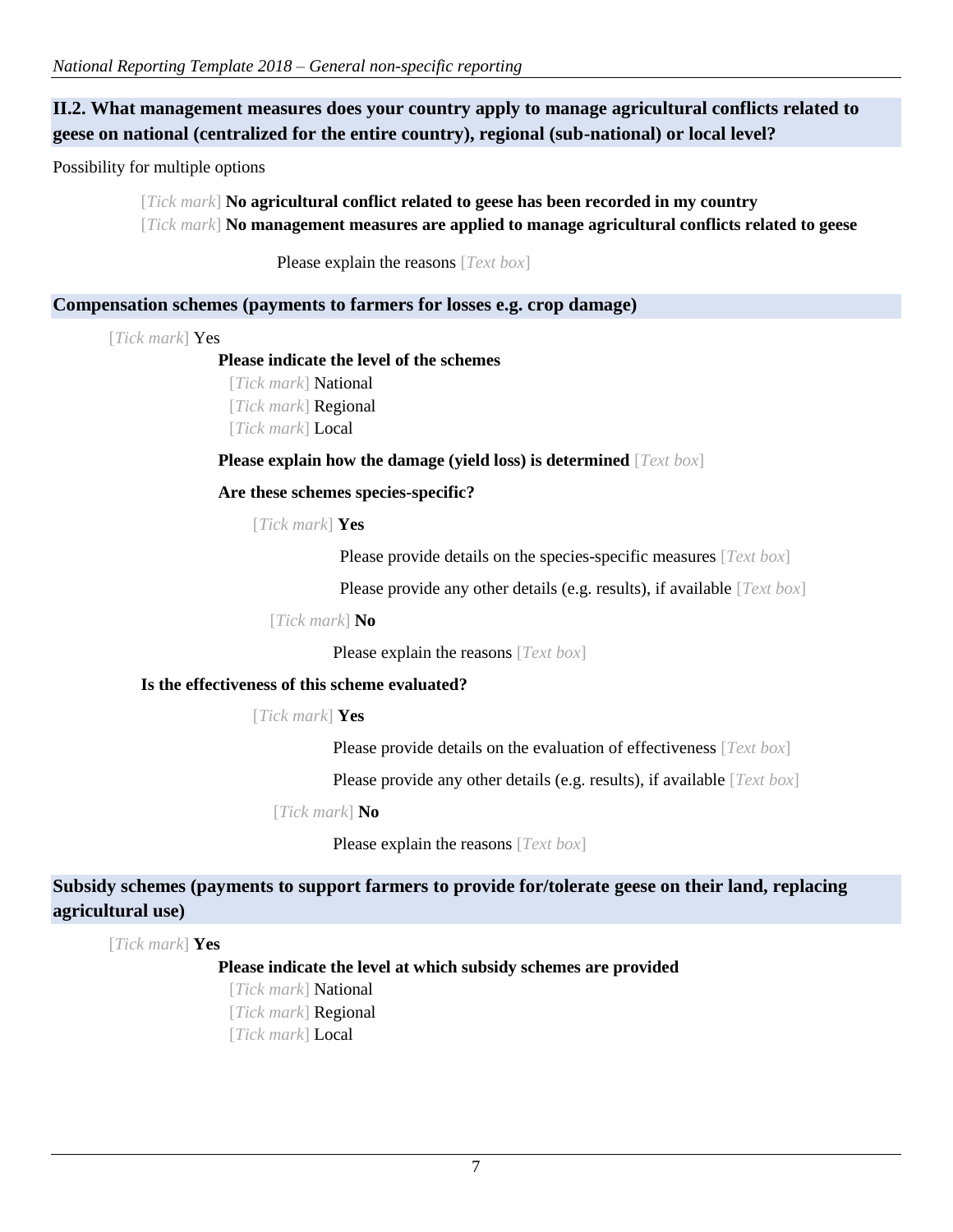## II.2. What management measures does your country apply to manage agricultural conflicts related to geese on national (centralized for the entire country), regional (sub-national) or local level?

Possibility for multiple options

[*Tick mark*] **No agricultural conflict related to geese has been recorded in my country**

[*Tick mark*] **No management measures are applied to manage agricultural conflicts related to geese**

Please explain the reasons [*Text box*]

### Compensation schemes (payments to farmers for losses e.g. crop damage)

[*Tick mark*] Yes

**Please indicate the level of the schemes**

[*Tick mark*] National

[*Tick mark*] Regional

[*Tick mark*] Local

**Please explain how the damage (yield loss) is determined** [*Text box*]

**Are these schemes species-specific?**

[*Tick mark*] **Yes**

Please provide details on the species-specific measures [*Text box*]

Please provide any other details (e.g. results), if available [*Text box*]

[*Tick mark*] **No**

Please explain the reasons [*Text box*]

**Is the effectiveness of this scheme evaluated?**

[*Tick mark*] **Yes**

Please provide details on the evaluation of effectiveness [*Text box*]

Please provide any other details (e.g. results), if available [*Text box*]

[*Tick mark*] **No**

Please explain the reasons [*Text box*]

### Subsidy schemes (payments to support farmers to provide for/tolerate geese on their land, replacing agricultural use)

[*Tick mark*] **Yes**

**Please indicate the level at which subsidy schemes are provided**

[*Tick mark*] National

[*Tick mark*] Regional

[*Tick mark*] Local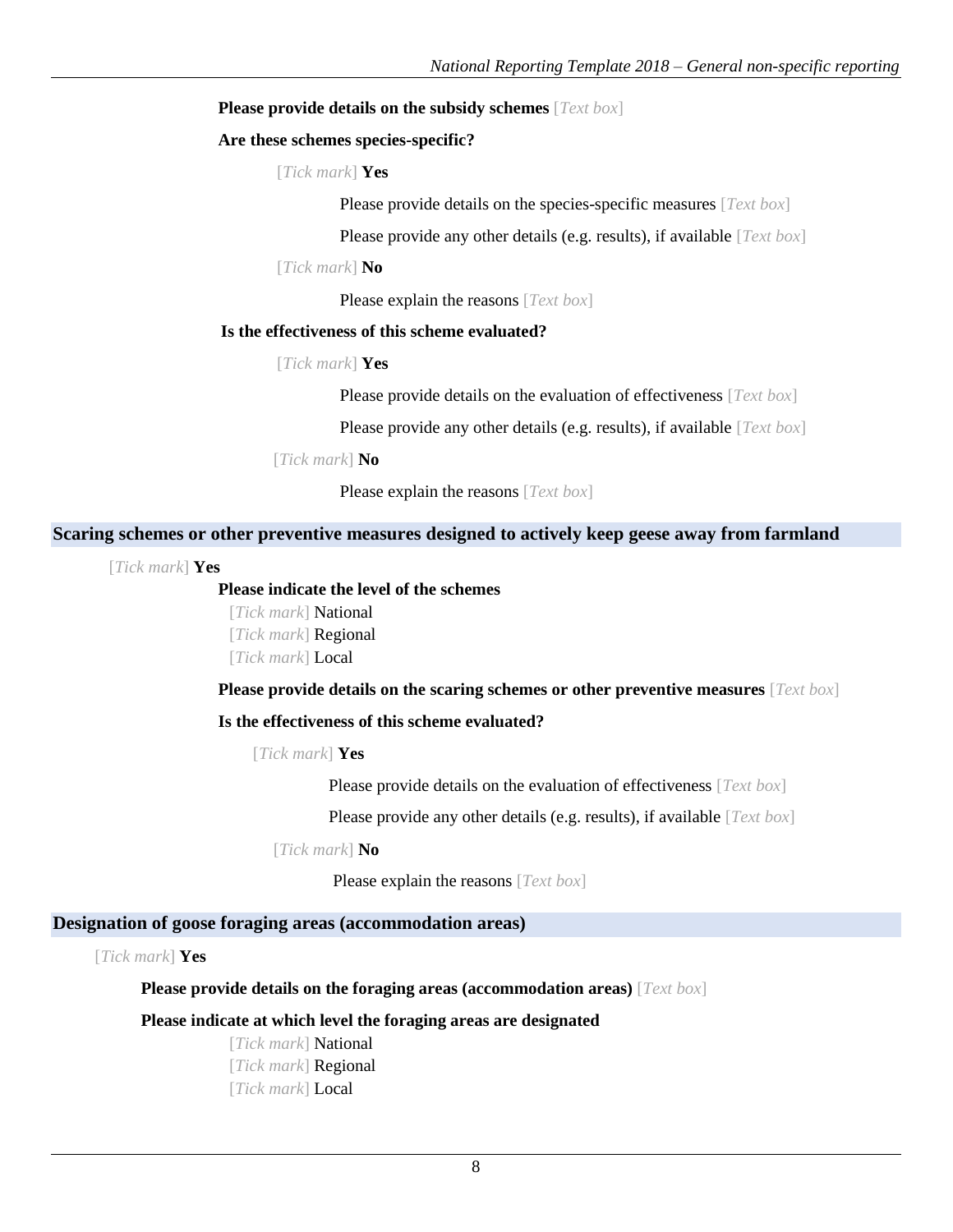**Please provide details on the subsidy schemes** [*Text box*]

**Are these schemes species-specific?**

[*Tick mark*] **Yes**

Please provide details on the species-specific measures [*Text box*]

Please provide any other details (e.g. results), if available [*Text box*]

[*Tick mark*] **No**

Please explain the reasons [*Text box*]

**Is the effectiveness of this scheme evaluated?**

[*Tick mark*] **Yes**

Please provide details on the evaluation of effectiveness [*Text box*]

Please provide any other details (e.g. results), if available [*Text box*]

[*Tick mark*] **No**

Please explain the reasons [*Text box*]

## Scaring schemes or other preventive measures designed to actively keep geese away from farmland

[*Tick mark*] **Yes**

**Please indicate the level of the schemes**

[*Tick mark*] National
[*Tick mark*] Regional
[*Tick mark*] Local

**Please provide details on the scaring schemes or other preventive measures** [*Text box*]

**Is the effectiveness of this scheme evaluated?**

[*Tick mark*] **Yes**

Please provide details on the evaluation of effectiveness [*Text box*]

Please provide any other details (e.g. results), if available [*Text box*]

[*Tick mark*] **No**

Please explain the reasons [*Text box*]

## Designation of goose foraging areas (accommodation areas)

[*Tick mark*] **Yes**

**Please provide details on the foraging areas (accommodation areas)** [*Text box*]

**Please indicate at which level the foraging areas are designated**

[*Tick mark*] National
[*Tick mark*] Regional
[*Tick mark*] Local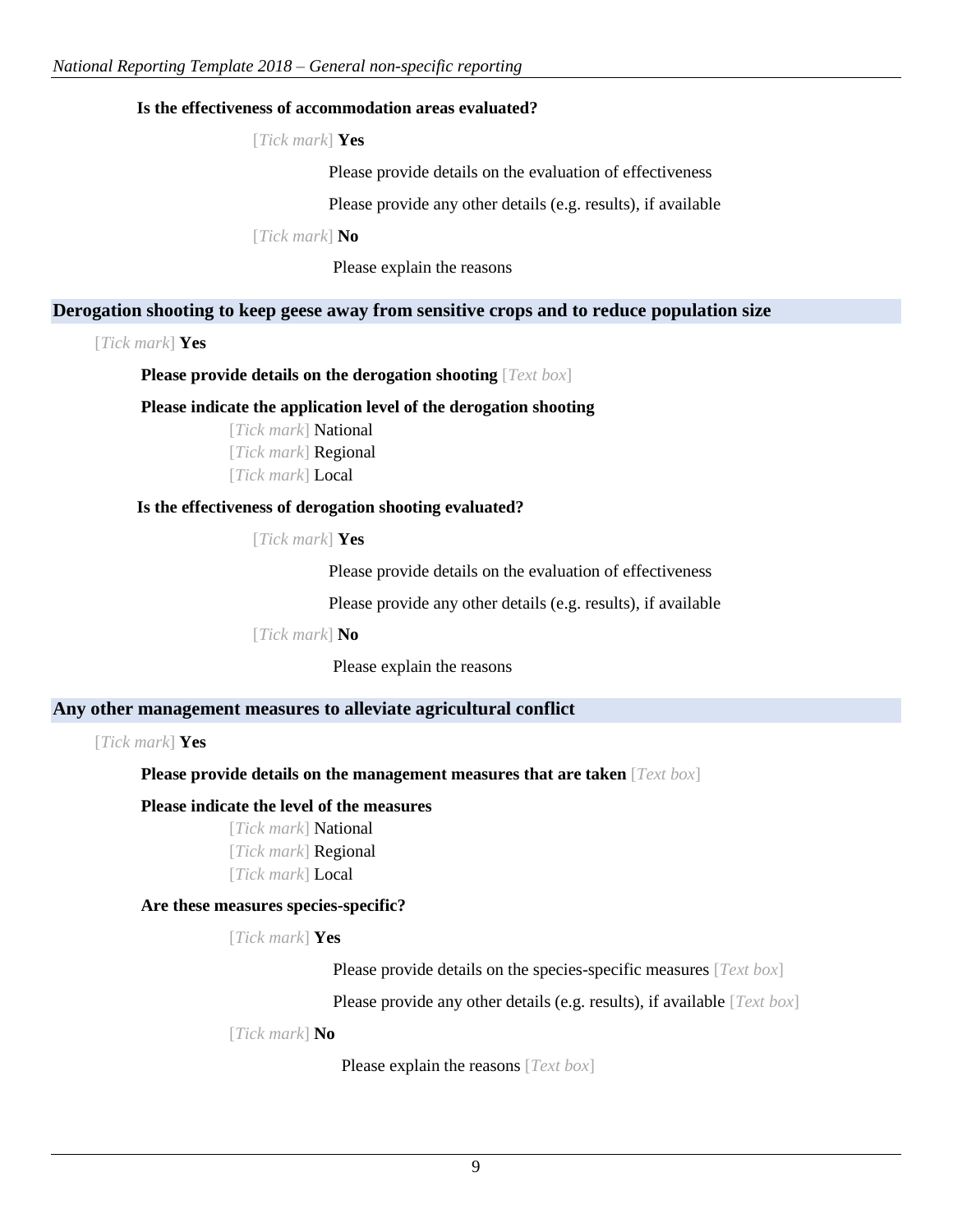**Is the effectiveness of accommodation areas evaluated?**

[*Tick mark*] **Yes**

Please provide details on the evaluation of effectiveness

Please provide any other details (e.g. results), if available

[*Tick mark*] **No**

Please explain the reasons

## Derogation shooting to keep geese away from sensitive crops and to reduce population size

[*Tick mark*] **Yes**

**Please provide details on the derogation shooting** [*Text box*]

**Please indicate the application level of the derogation shooting**

[*Tick mark*] National
[*Tick mark*] Regional
[*Tick mark*] Local

**Is the effectiveness of derogation shooting evaluated?**

[*Tick mark*] **Yes**

Please provide details on the evaluation of effectiveness

Please provide any other details (e.g. results), if available

[*Tick mark*] **No**

Please explain the reasons

## Any other management measures to alleviate agricultural conflict

[*Tick mark*] **Yes**

**Please provide details on the management measures that are taken** [*Text box*]

**Please indicate the level of the measures**

[*Tick mark*] National
[*Tick mark*] Regional
[*Tick mark*] Local

**Are these measures species-specific?**

[*Tick mark*] **Yes**

Please provide details on the species-specific measures [*Text box*]

Please provide any other details (e.g. results), if available [*Text box*]

[*Tick mark*] **No**

Please explain the reasons [*Text box*]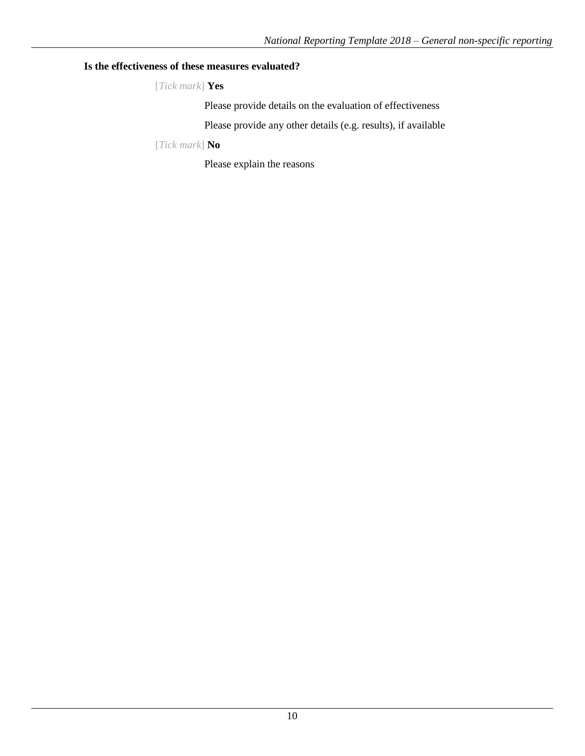**Is the effectiveness of these measures evaluated?**

[*Tick mark*] **Yes**

Please provide details on the evaluation of effectiveness

Please provide any other details (e.g. results), if available

[*Tick mark*] **No**

Please explain the reasons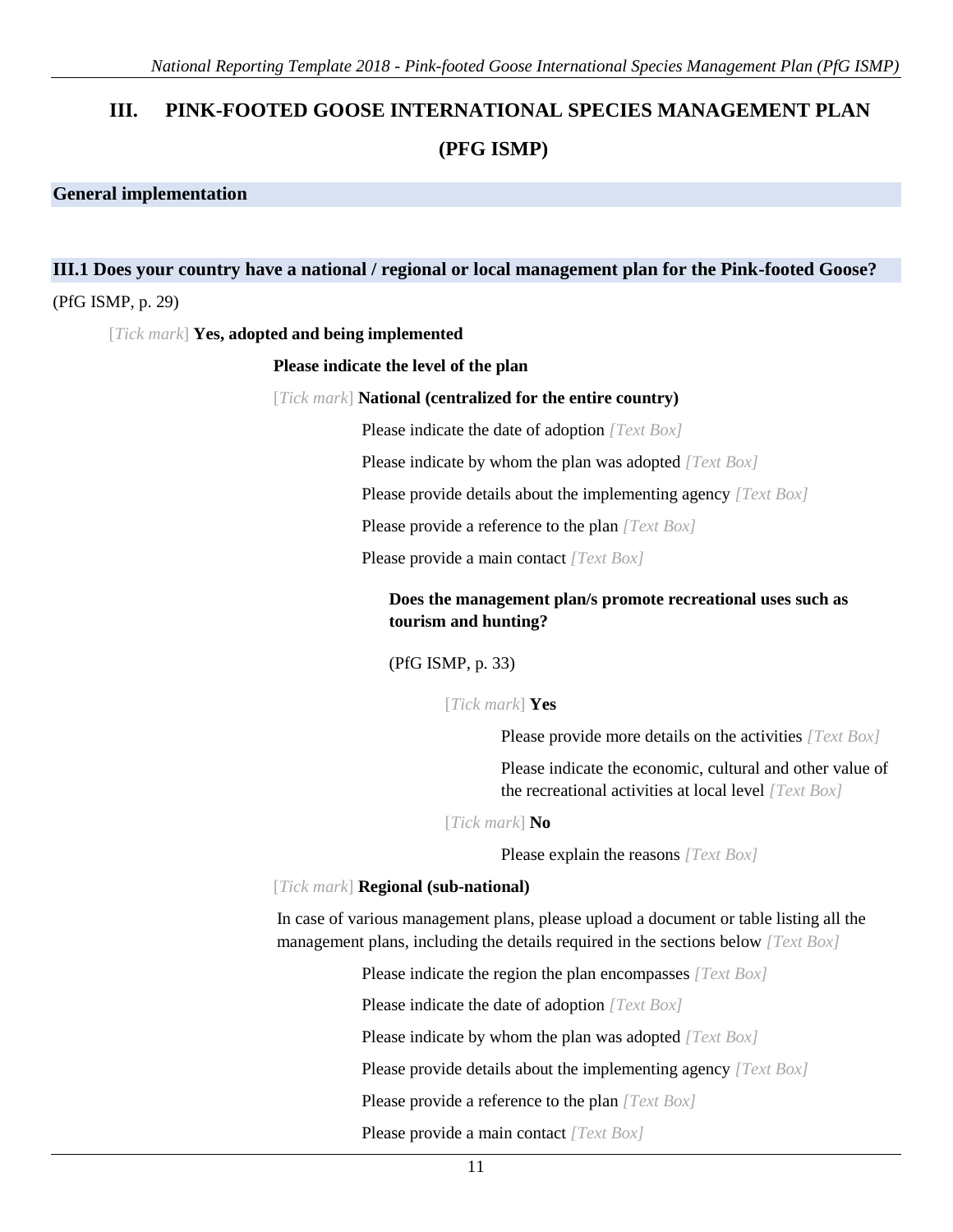# III. PINK-FOOTED GOOSE INTERNATIONAL SPECIES MANAGEMENT PLAN (PFG ISMP)

## General implementation

### III.1 Does your country have a national / regional or local management plan for the Pink-footed Goose?

(PfG ISMP, p. 29)

[*Tick mark*] **Yes, adopted and being implemented**

**Please indicate the level of the plan**

[*Tick mark*] **National (centralized for the entire country)**

Please indicate the date of adoption *[Text Box]*

Please indicate by whom the plan was adopted *[Text Box]*

Please provide details about the implementing agency *[Text Box]*

Please provide a reference to the plan *[Text Box]*

Please provide a main contact *[Text Box]*

**Does the management plan/s promote recreational uses such as tourism and hunting?**

(PfG ISMP, p. 33)

[*Tick mark*] **Yes**

Please provide more details on the activities *[Text Box]*

Please indicate the economic, cultural and other value of the recreational activities at local level *[Text Box]*

[*Tick mark*] **No**

Please explain the reasons *[Text Box]*

[*Tick mark*] **Regional (sub-national)**

In case of various management plans, please upload a document or table listing all the management plans, including the details required in the sections below *[Text Box]*

Please indicate the region the plan encompasses *[Text Box]*

Please indicate the date of adoption *[Text Box]*

Please indicate by whom the plan was adopted *[Text Box]*

Please provide details about the implementing agency *[Text Box]*

Please provide a reference to the plan *[Text Box]*

Please provide a main contact *[Text Box]*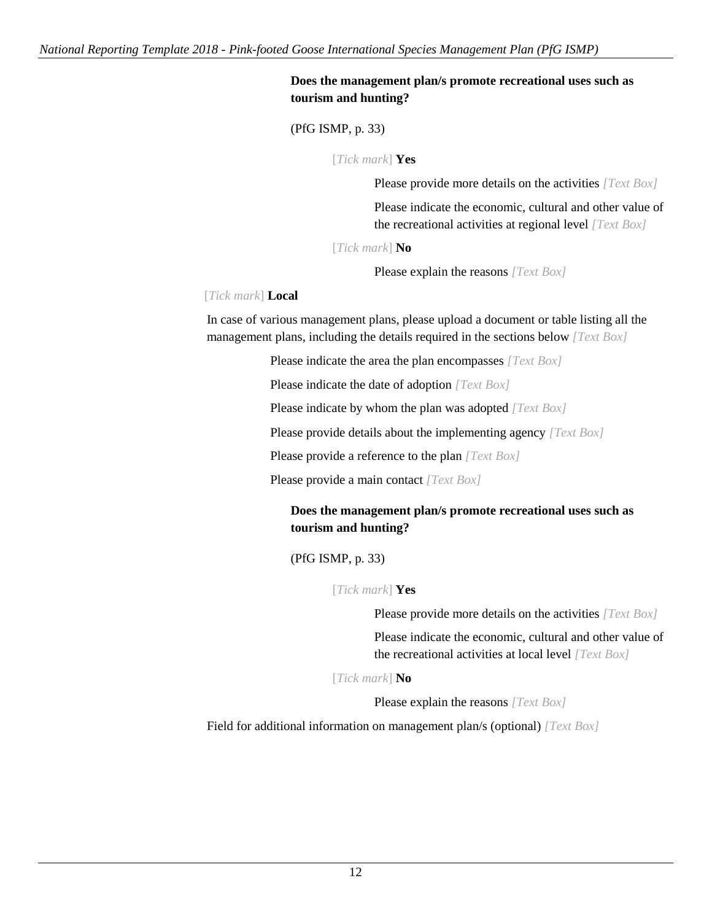**Does the management plan/s promote recreational uses such as tourism and hunting?**

(PfG ISMP, p. 33)

[*Tick mark*] **Yes**

Please provide more details on the activities *[Text Box]*

Please indicate the economic, cultural and other value of the recreational activities at regional level *[Text Box]*

[*Tick mark*] **No**

Please explain the reasons *[Text Box]*

[*Tick mark*] **Local**

In case of various management plans, please upload a document or table listing all the management plans, including the details required in the sections below *[Text Box]*

Please indicate the area the plan encompasses *[Text Box]*

Please indicate the date of adoption *[Text Box]*

Please indicate by whom the plan was adopted *[Text Box]*

Please provide details about the implementing agency *[Text Box]*

Please provide a reference to the plan *[Text Box]*

Please provide a main contact *[Text Box]*

**Does the management plan/s promote recreational uses such as tourism and hunting?**

(PfG ISMP, p. 33)

[*Tick mark*] **Yes**

Please provide more details on the activities *[Text Box]*

Please indicate the economic, cultural and other value of the recreational activities at local level *[Text Box]*

[*Tick mark*] **No**

Please explain the reasons *[Text Box]*

Field for additional information on management plan/s (optional) *[Text Box]*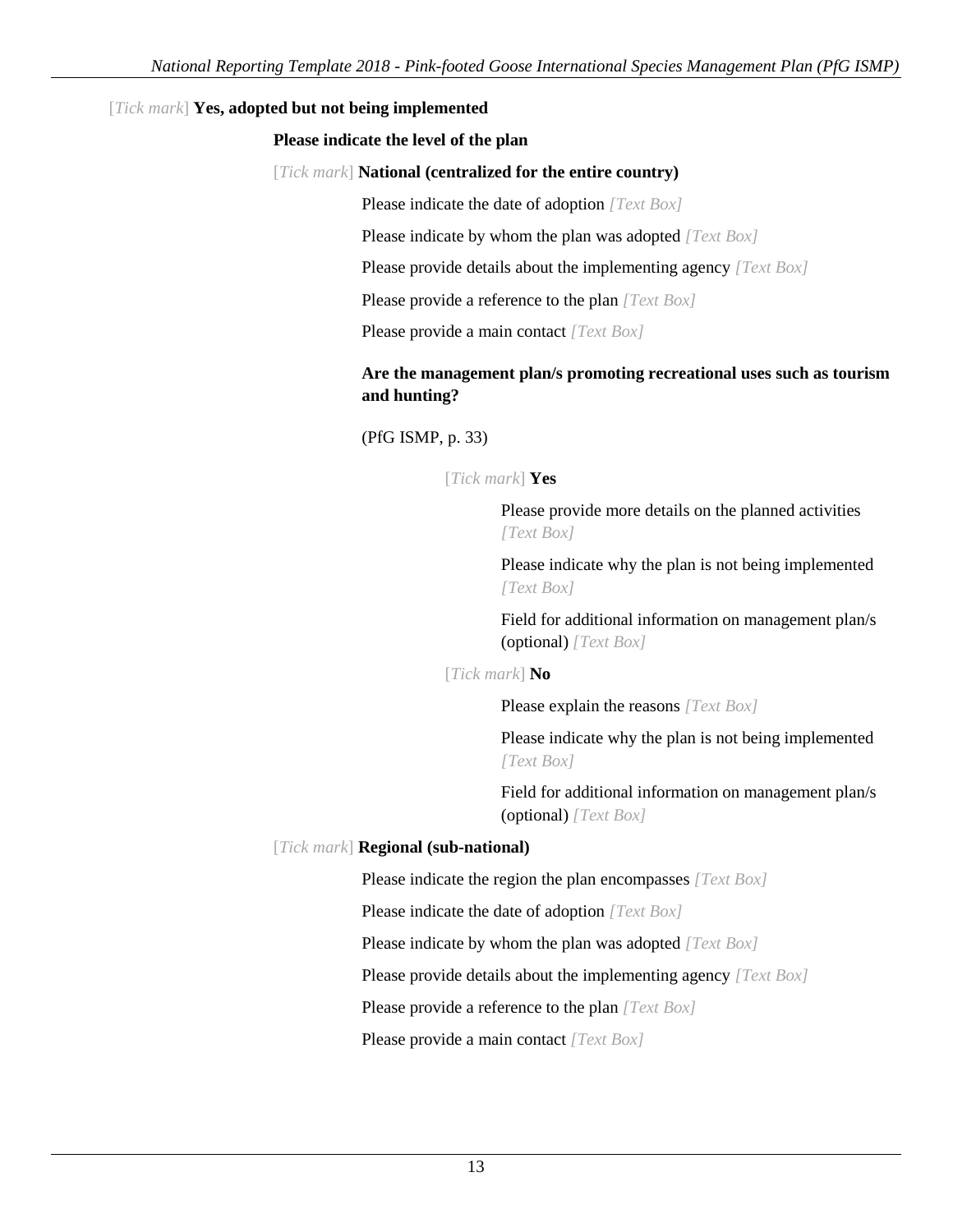[*Tick mark*] **Yes, adopted but not being implemented**

**Please indicate the level of the plan**

[*Tick mark*] **National (centralized for the entire country)**

Please indicate the date of adoption *[Text Box]*

Please indicate by whom the plan was adopted *[Text Box]*

Please provide details about the implementing agency *[Text Box]*

Please provide a reference to the plan *[Text Box]*

Please provide a main contact *[Text Box]*

**Are the management plan/s promoting recreational uses such as tourism and hunting?**

(PfG ISMP, p. 33)

[*Tick mark*] **Yes**

Please provide more details on the planned activities *[Text Box]*

Please indicate why the plan is not being implemented *[Text Box]*

Field for additional information on management plan/s (optional) *[Text Box]*

[*Tick mark*] **No**

Please explain the reasons *[Text Box]*

Please indicate why the plan is not being implemented *[Text Box]*

Field for additional information on management plan/s (optional) *[Text Box]*

[*Tick mark*] **Regional (sub-national)**

Please indicate the region the plan encompasses *[Text Box]*

Please indicate the date of adoption *[Text Box]*

Please indicate by whom the plan was adopted *[Text Box]*

Please provide details about the implementing agency *[Text Box]*

Please provide a reference to the plan *[Text Box]*

Please provide a main contact *[Text Box]*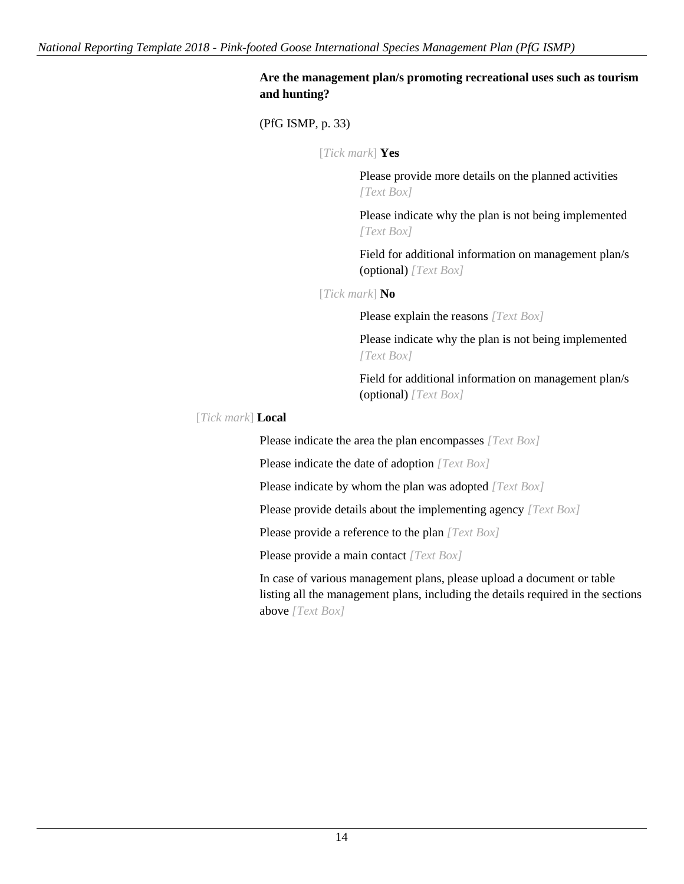**Are the management plan/s promoting recreational uses such as tourism and hunting?**

(PfG ISMP, p. 33)

[*Tick mark*] **Yes**

Please provide more details on the planned activities *[Text Box]*

Please indicate why the plan is not being implemented *[Text Box]*

Field for additional information on management plan/s (optional) *[Text Box]*

[*Tick mark*] **No**

Please explain the reasons *[Text Box]*

Please indicate why the plan is not being implemented *[Text Box]*

Field for additional information on management plan/s (optional) *[Text Box]*

[*Tick mark*] **Local**

Please indicate the area the plan encompasses *[Text Box]*

Please indicate the date of adoption *[Text Box]*

Please indicate by whom the plan was adopted *[Text Box]*

Please provide details about the implementing agency *[Text Box]*

Please provide a reference to the plan *[Text Box]*

Please provide a main contact *[Text Box]*

In case of various management plans, please upload a document or table listing all the management plans, including the details required in the sections above *[Text Box]*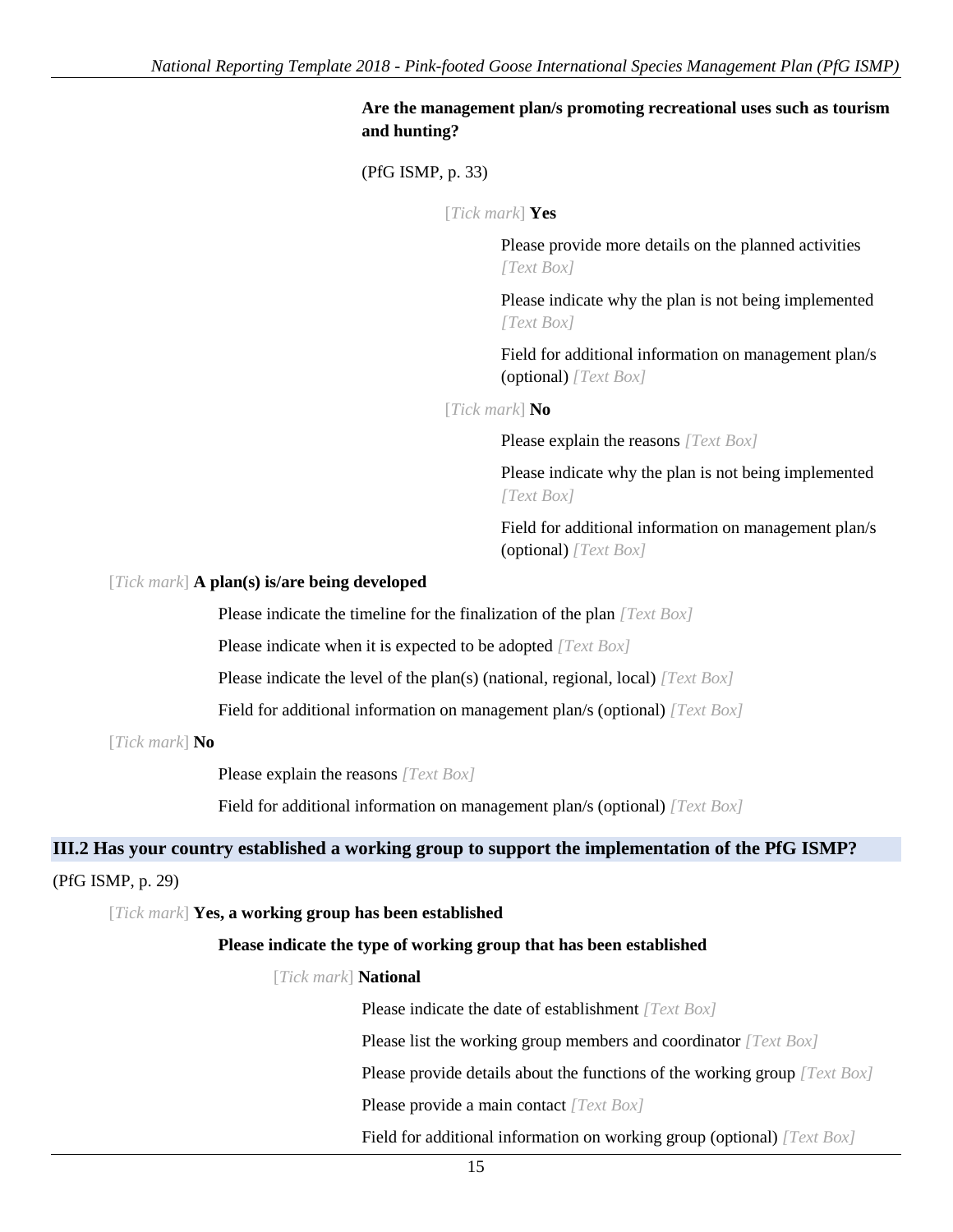**Are the management plan/s promoting recreational uses such as tourism and hunting?**

(PfG ISMP, p. 33)

[*Tick mark*] **Yes**

Please provide more details on the planned activities *[Text Box]*

Please indicate why the plan is not being implemented *[Text Box]*

Field for additional information on management plan/s (optional) *[Text Box]*

[*Tick mark*] **No**

Please explain the reasons *[Text Box]*

Please indicate why the plan is not being implemented *[Text Box]*

Field for additional information on management plan/s (optional) *[Text Box]*

[*Tick mark*] **A plan(s) is/are being developed**

Please indicate the timeline for the finalization of the plan *[Text Box]*

Please indicate when it is expected to be adopted *[Text Box]*

Please indicate the level of the plan(s) (national, regional, local) *[Text Box]*

Field for additional information on management plan/s (optional) *[Text Box]*

[*Tick mark*] **No**

Please explain the reasons *[Text Box]*

Field for additional information on management plan/s (optional) *[Text Box]*

## III.2 Has your country established a working group to support the implementation of the PfG ISMP?

(PfG ISMP, p. 29)

[*Tick mark*] **Yes, a working group has been established**

**Please indicate the type of working group that has been established**

[*Tick mark*] **National**

Please indicate the date of establishment *[Text Box]*

Please list the working group members and coordinator *[Text Box]*

Please provide details about the functions of the working group *[Text Box]*

Please provide a main contact *[Text Box]*

Field for additional information on working group (optional) *[Text Box]*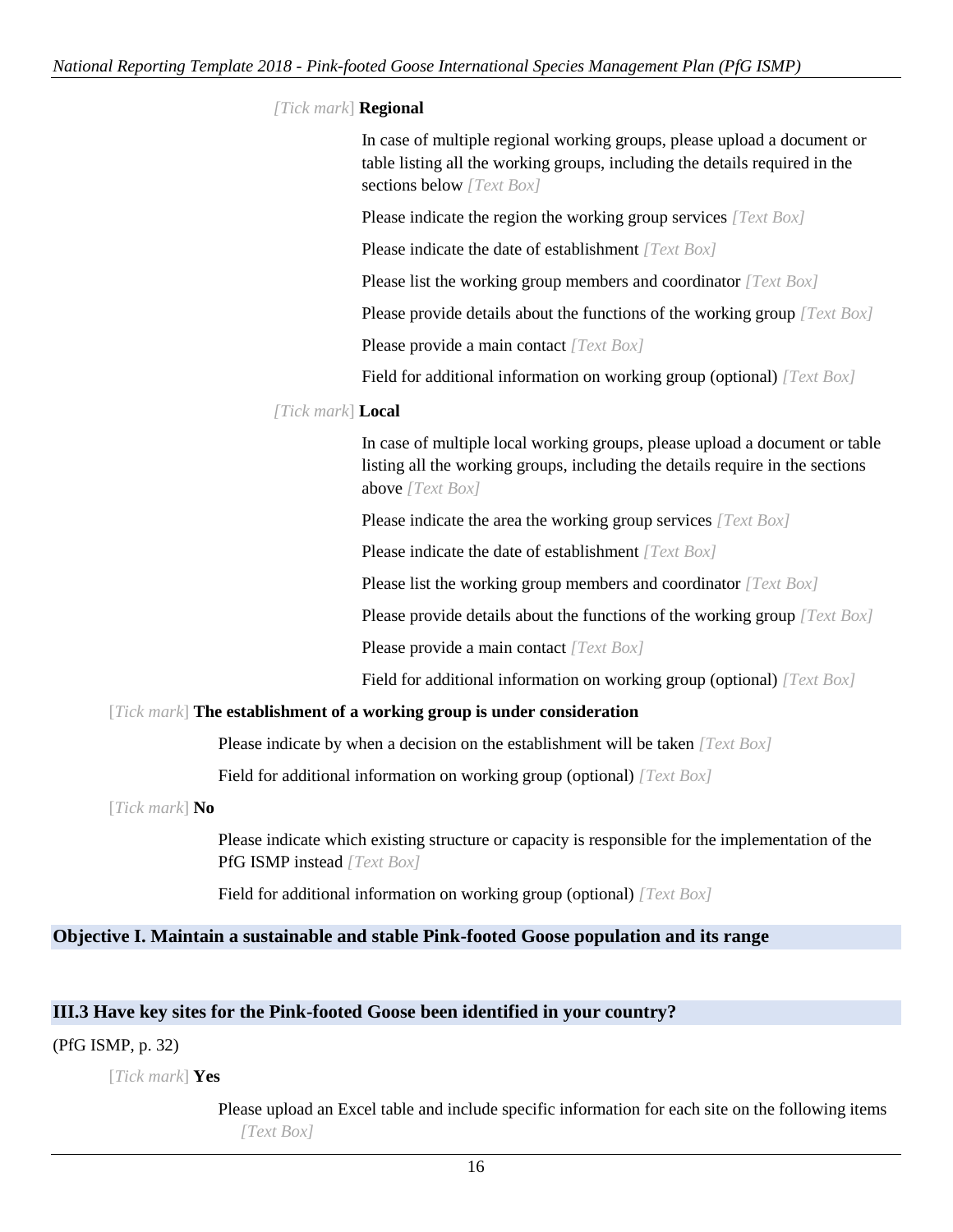[Tick mark] **Regional**

In case of multiple regional working groups, please upload a document or table listing all the working groups, including the details required in the sections below *[Text Box]*

Please indicate the region the working group services *[Text Box]*

Please indicate the date of establishment *[Text Box]*

Please list the working group members and coordinator *[Text Box]*

Please provide details about the functions of the working group *[Text Box]*

Please provide a main contact *[Text Box]*

Field for additional information on working group (optional) *[Text Box]*

[Tick mark] **Local**

In case of multiple local working groups, please upload a document or table listing all the working groups, including the details require in the sections above *[Text Box]*

Please indicate the area the working group services *[Text Box]*

Please indicate the date of establishment *[Text Box]*

Please list the working group members and coordinator *[Text Box]*

Please provide details about the functions of the working group *[Text Box]*

Please provide a main contact *[Text Box]*

Field for additional information on working group (optional) *[Text Box]*

[Tick mark] **The establishment of a working group is under consideration**

Please indicate by when a decision on the establishment will be taken *[Text Box]*

Field for additional information on working group (optional) *[Text Box]*

[Tick mark] **No**

Please indicate which existing structure or capacity is responsible for the implementation of the PfG ISMP instead *[Text Box]*

Field for additional information on working group (optional) *[Text Box]*

## Objective I. Maintain a sustainable and stable Pink-footed Goose population and its range

### III.3 Have key sites for the Pink-footed Goose been identified in your country?

(PfG ISMP, p. 32)

[Tick mark] **Yes**

Please upload an Excel table and include specific information for each site on the following items *[Text Box]*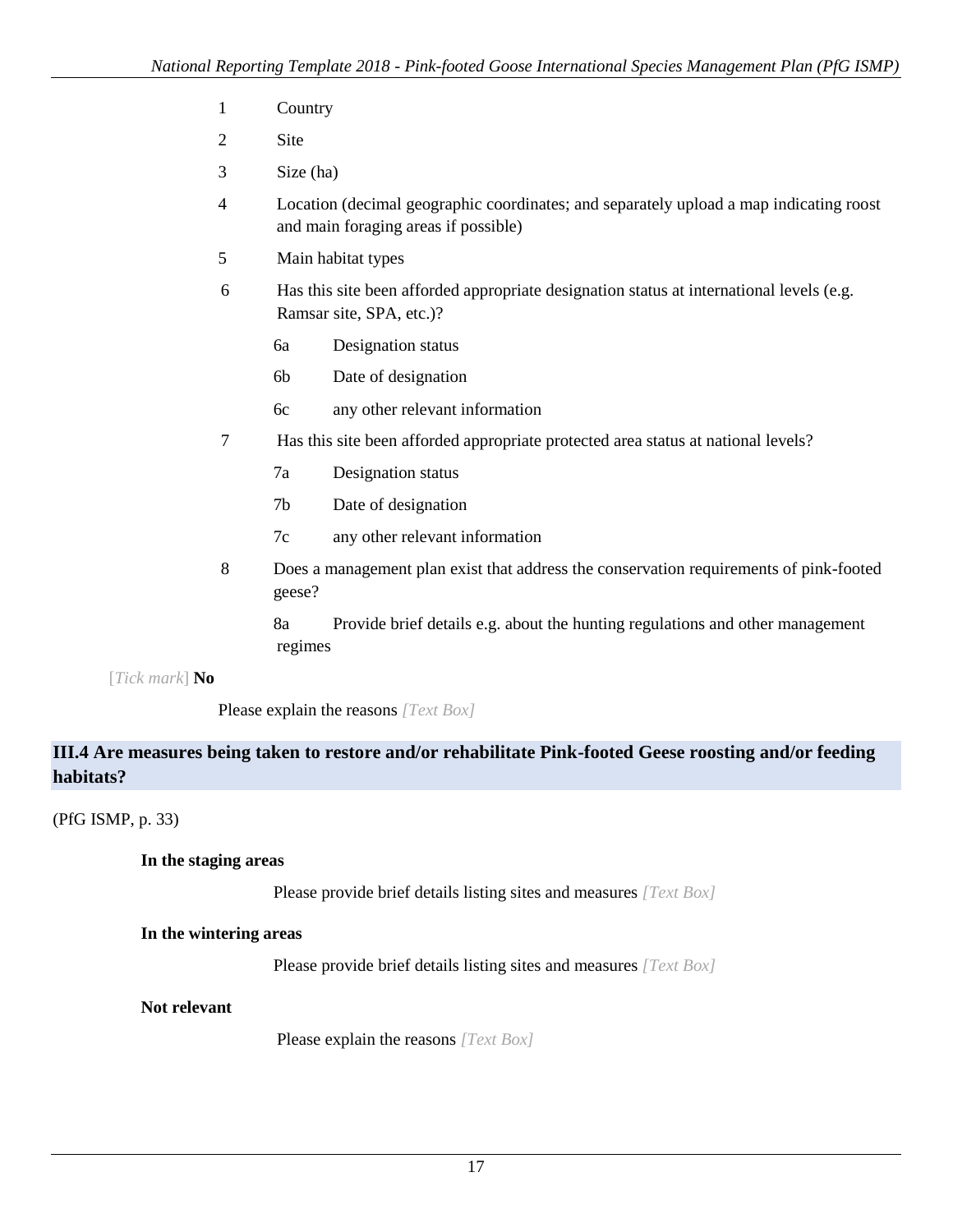1 Country

2 Site

3 Size (ha)

4 Location (decimal geographic coordinates; and separately upload a map indicating roost and main foraging areas if possible)

5 Main habitat types

6 Has this site been afforded appropriate designation status at international levels (e.g. Ramsar site, SPA, etc.)?

- 6a Designation status
- 6b Date of designation
- 6c any other relevant information

7 Has this site been afforded appropriate protected area status at national levels?

- 7a Designation status
- 7b Date of designation
- 7c any other relevant information

8 Does a management plan exist that address the conservation requirements of pink-footed geese?

- 8a Provide brief details e.g. about the hunting regulations and other management regimes

[*Tick mark*] **No**

Please explain the reasons *[Text Box]*

## III.4 Are measures being taken to restore and/or rehabilitate Pink-footed Geese roosting and/or feeding habitats?

(PfG ISMP, p. 33)

**In the staging areas**

Please provide brief details listing sites and measures *[Text Box]*

**In the wintering areas**

Please provide brief details listing sites and measures *[Text Box]*

**Not relevant**

Please explain the reasons *[Text Box]*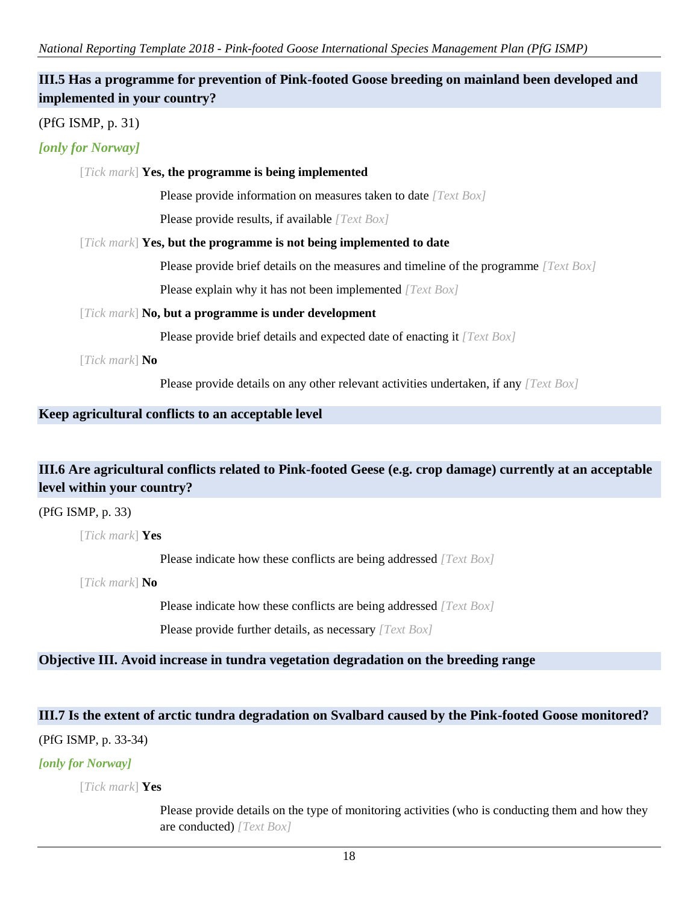### III.5 Has a programme for prevention of Pink-footed Goose breeding on mainland been developed and implemented in your country?

(PfG ISMP, p. 31)

***[only for Norway]***

[*Tick mark*] **Yes, the programme is being implemented**

Please provide information on measures taken to date *[Text Box]*

Please provide results, if available *[Text Box]*

[*Tick mark*] **Yes, but the programme is not being implemented to date**

Please provide brief details on the measures and timeline of the programme *[Text Box]*

Please explain why it has not been implemented *[Text Box]*

[*Tick mark*] **No, but a programme is under development**

Please provide brief details and expected date of enacting it *[Text Box]*

[*Tick mark*] **No**

Please provide details on any other relevant activities undertaken, if any *[Text Box]*

## Keep agricultural conflicts to an acceptable level

### III.6 Are agricultural conflicts related to Pink-footed Geese (e.g. crop damage) currently at an acceptable level within your country?

(PfG ISMP, p. 33)

[*Tick mark*] **Yes**

Please indicate how these conflicts are being addressed *[Text Box]*

[*Tick mark*] **No**

Please indicate how these conflicts are being addressed *[Text Box]*

Please provide further details, as necessary *[Text Box]*

## Objective III. Avoid increase in tundra vegetation degradation on the breeding range

### III.7 Is the extent of arctic tundra degradation on Svalbard caused by the Pink-footed Goose monitored?

(PfG ISMP, p. 33-34)

***[only for Norway]***

[*Tick mark*] **Yes**

Please provide details on the type of monitoring activities (who is conducting them and how they are conducted) *[Text Box]*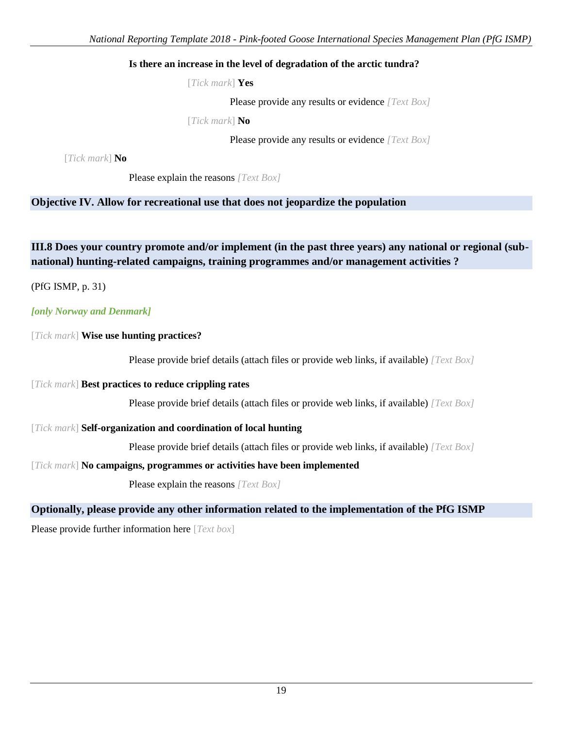**Is there an increase in the level of degradation of the arctic tundra?**

[*Tick mark*] **Yes**

Please provide any results or evidence *[Text Box]*

[*Tick mark*] **No**

Please provide any results or evidence *[Text Box]*

[*Tick mark*] **No**

Please explain the reasons *[Text Box]*

## Objective IV. Allow for recreational use that does not jeopardize the population

## III.8 Does your country promote and/or implement (in the past three years) any national or regional (sub-national) hunting-related campaigns, training programmes and/or management activities ?

(PfG ISMP, p. 31)

***[only Norway and Denmark]***

[*Tick mark*] **Wise use hunting practices?**

Please provide brief details (attach files or provide web links, if available) *[Text Box]*

[*Tick mark*] **Best practices to reduce crippling rates**

Please provide brief details (attach files or provide web links, if available) *[Text Box]*

[*Tick mark*] **Self-organization and coordination of local hunting**

Please provide brief details (attach files or provide web links, if available) *[Text Box]*

[*Tick mark*] **No campaigns, programmes or activities have been implemented**

Please explain the reasons *[Text Box]*

## Optionally, please provide any other information related to the implementation of the PfG ISMP

Please provide further information here [*Text box*]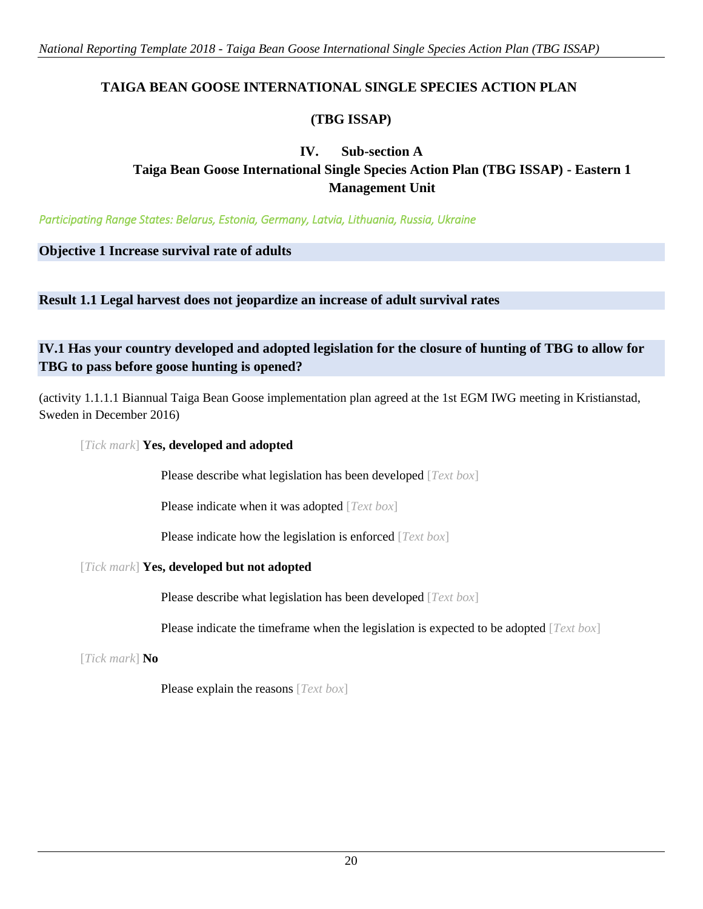**TAIGA BEAN GOOSE INTERNATIONAL SINGLE SPECIES ACTION PLAN**

**(TBG ISSAP)**

## IV. Sub-section A

## Taiga Bean Goose International Single Species Action Plan (TBG ISSAP) - Eastern 1 Management Unit

*Participating Range States: Belarus, Estonia, Germany, Latvia, Lithuania, Russia, Ukraine*

### Objective 1 Increase survival rate of adults

### Result 1.1 Legal harvest does not jeopardize an increase of adult survival rates

### IV.1 Has your country developed and adopted legislation for the closure of hunting of TBG to allow for TBG to pass before goose hunting is opened?

(activity 1.1.1.1 Biannual Taiga Bean Goose implementation plan agreed at the 1st EGM IWG meeting in Kristianstad, Sweden in December 2016)

[*Tick mark*] **Yes, developed and adopted**

Please describe what legislation has been developed [*Text box*]

Please indicate when it was adopted [*Text box*]

Please indicate how the legislation is enforced [*Text box*]

[*Tick mark*] **Yes, developed but not adopted**

Please describe what legislation has been developed [*Text box*]

Please indicate the timeframe when the legislation is expected to be adopted [*Text box*]

[*Tick mark*] **No**

Please explain the reasons [*Text box*]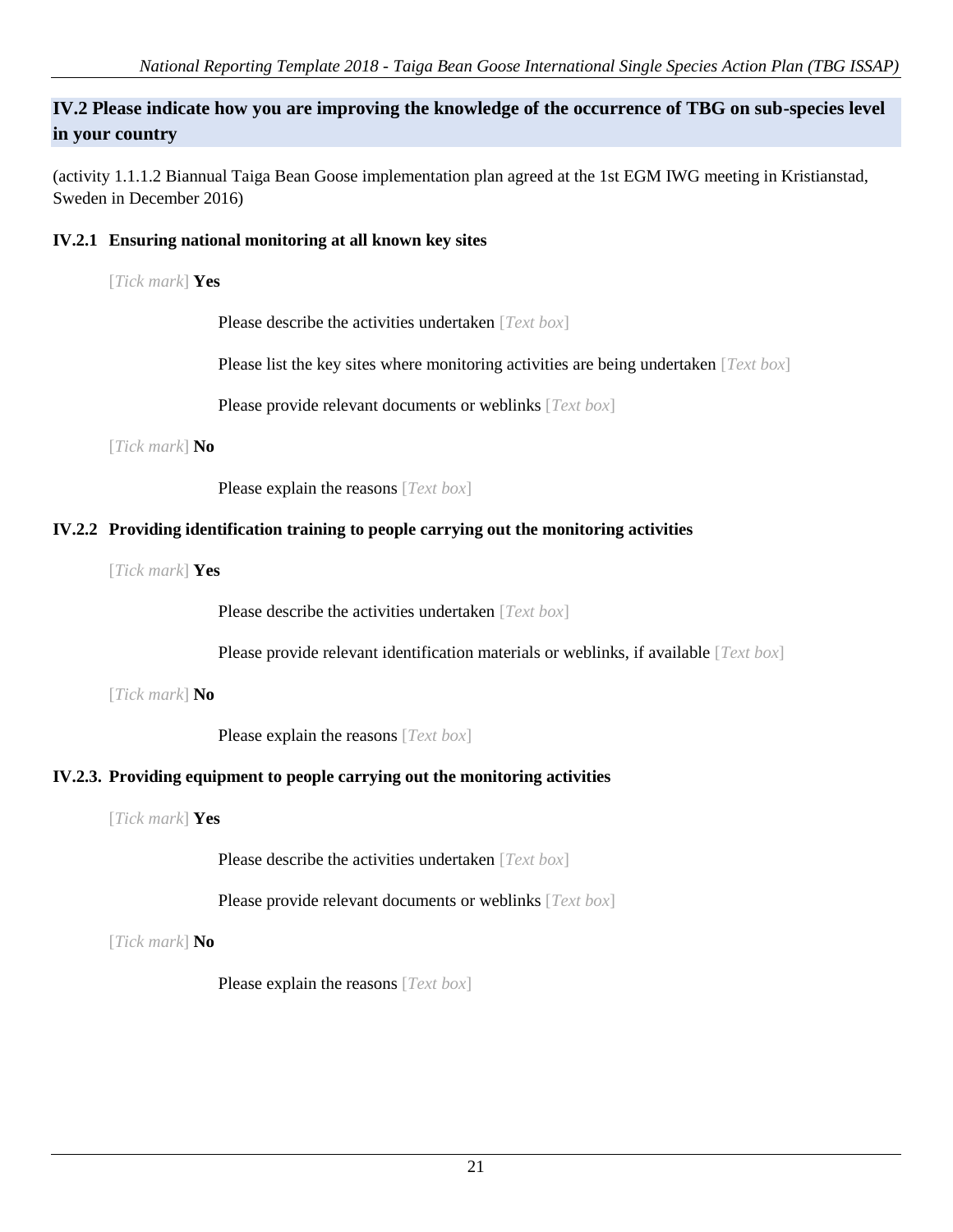## IV.2 Please indicate how you are improving the knowledge of the occurrence of TBG on sub-species level in your country

(activity 1.1.1.2 Biannual Taiga Bean Goose implementation plan agreed at the 1st EGM IWG meeting in Kristianstad, Sweden in December 2016)

### IV.2.1 Ensuring national monitoring at all known key sites

[*Tick mark*] **Yes**

Please describe the activities undertaken [*Text box*]

Please list the key sites where monitoring activities are being undertaken [*Text box*]

Please provide relevant documents or weblinks [*Text box*]

[*Tick mark*] **No**

Please explain the reasons [*Text box*]

### IV.2.2 Providing identification training to people carrying out the monitoring activities

[*Tick mark*] **Yes**

Please describe the activities undertaken [*Text box*]

Please provide relevant identification materials or weblinks, if available [*Text box*]

[*Tick mark*] **No**

Please explain the reasons [*Text box*]

### IV.2.3. Providing equipment to people carrying out the monitoring activities

[*Tick mark*] **Yes**

Please describe the activities undertaken [*Text box*]

Please provide relevant documents or weblinks [*Text box*]

[*Tick mark*] **No**

Please explain the reasons [*Text box*]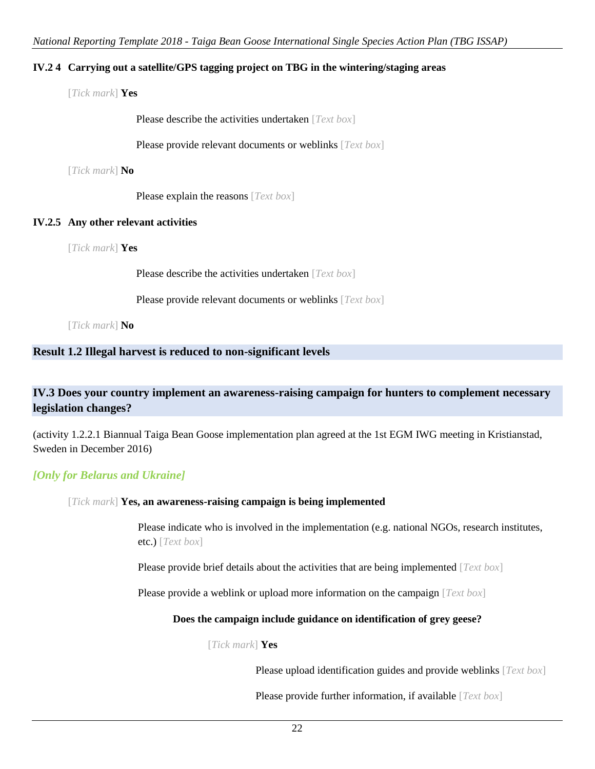#### IV.2 4 Carrying out a satellite/GPS tagging project on TBG in the wintering/staging areas

[*Tick mark*] **Yes**

Please describe the activities undertaken [*Text box*]

Please provide relevant documents or weblinks [*Text box*]

[*Tick mark*] **No**

Please explain the reasons [*Text box*]

#### IV.2.5 Any other relevant activities

[*Tick mark*] **Yes**

Please describe the activities undertaken [*Text box*]

Please provide relevant documents or weblinks [*Text box*]

[*Tick mark*] **No**

## Result 1.2 Illegal harvest is reduced to non-significant levels

### IV.3 Does your country implement an awareness-raising campaign for hunters to complement necessary legislation changes?

(activity 1.2.2.1 Biannual Taiga Bean Goose implementation plan agreed at the 1st EGM IWG meeting in Kristianstad, Sweden in December 2016)

***[Only for Belarus and Ukraine]***

[*Tick mark*] **Yes, an awareness-raising campaign is being implemented**

Please indicate who is involved in the implementation (e.g. national NGOs, research institutes, etc.) [*Text box*]

Please provide brief details about the activities that are being implemented [*Text box*]

Please provide a weblink or upload more information on the campaign [*Text box*]

**Does the campaign include guidance on identification of grey geese?**

[*Tick mark*] **Yes**

Please upload identification guides and provide weblinks [*Text box*]

Please provide further information, if available [*Text box*]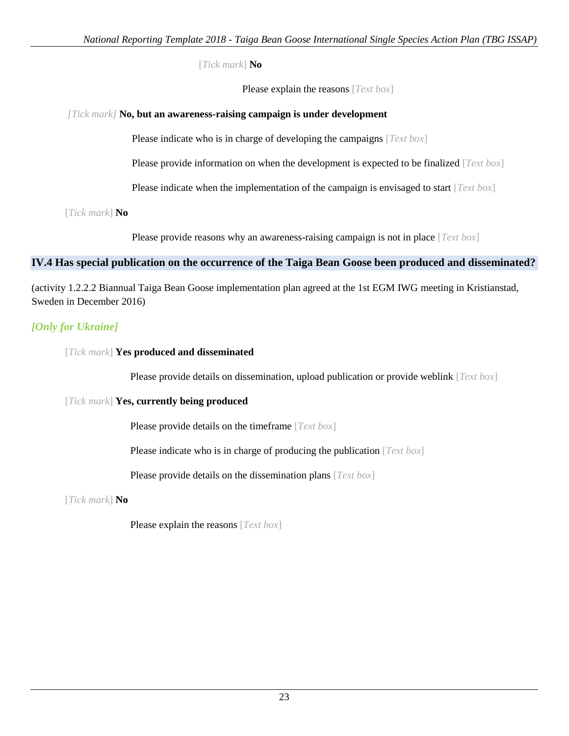[Tick mark] **No**

Please explain the reasons [Text box]

*[Tick mark]* **No, but an awareness-raising campaign is under development**

Please indicate who is in charge of developing the campaigns [Text box]

Please provide information on when the development is expected to be finalized [Text box]

Please indicate when the implementation of the campaign is envisaged to start [Text box]

[Tick mark] **No**

Please provide reasons why an awareness-raising campaign is not in place [Text box]

## IV.4 Has special publication on the occurrence of the Taiga Bean Goose been produced and disseminated?

(activity 1.2.2.2 Biannual Taiga Bean Goose implementation plan agreed at the 1st EGM IWG meeting in Kristianstad, Sweden in December 2016)

***[Only for Ukraine]***

[Tick mark] **Yes produced and disseminated**

Please provide details on dissemination, upload publication or provide weblink [Text box]

[Tick mark] **Yes, currently being produced**

Please provide details on the timeframe [Text box]

Please indicate who is in charge of producing the publication [Text box]

Please provide details on the dissemination plans [Text box]

[Tick mark] **No**

Please explain the reasons [Text box]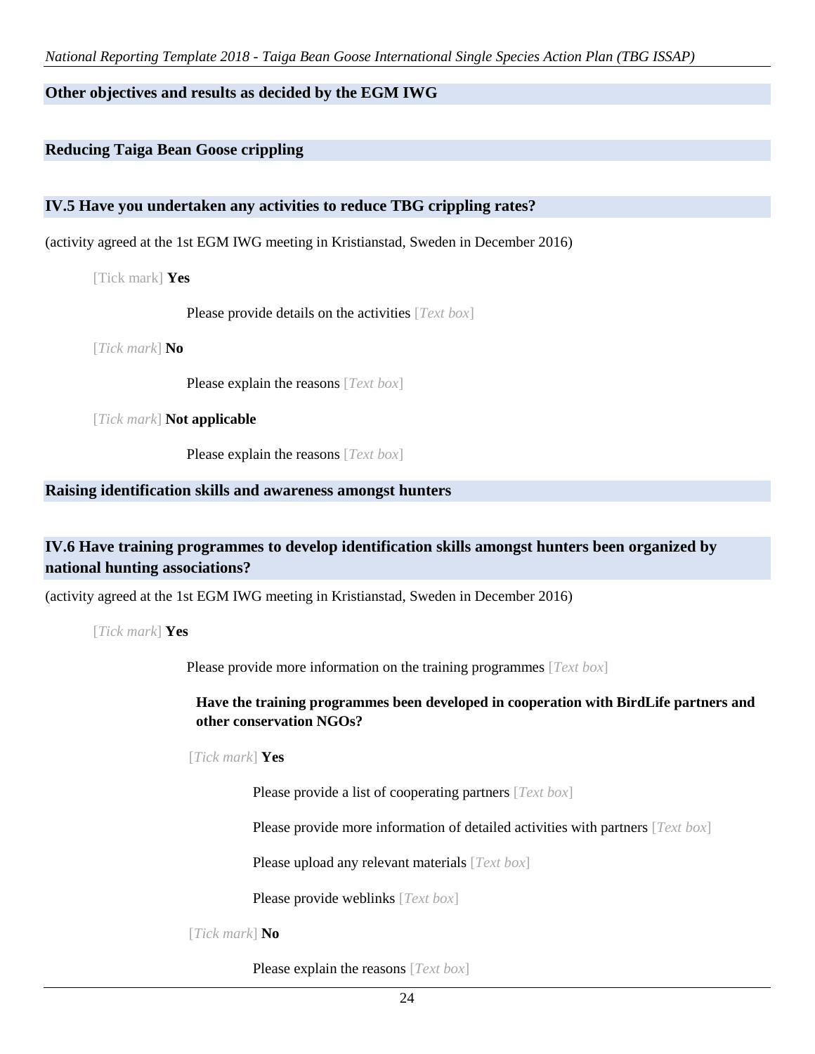### Other objectives and results as decided by the EGM IWG

### Reducing Taiga Bean Goose crippling

### IV.5 Have you undertaken any activities to reduce TBG crippling rates?

(activity agreed at the 1st EGM IWG meeting in Kristianstad, Sweden in December 2016)

[Tick mark] **Yes**

Please provide details on the activities [*Text box*]

[*Tick mark*] **No**

Please explain the reasons [*Text box*]

[*Tick mark*] **Not applicable**

Please explain the reasons [*Text box*]

### Raising identification skills and awareness amongst hunters

### IV.6 Have training programmes to develop identification skills amongst hunters been organized by national hunting associations?

(activity agreed at the 1st EGM IWG meeting in Kristianstad, Sweden in December 2016)

[*Tick mark*] **Yes**

Please provide more information on the training programmes [*Text box*]

**Have the training programmes been developed in cooperation with BirdLife partners and other conservation NGOs?**

[*Tick mark*] **Yes**

Please provide a list of cooperating partners [*Text box*]

Please provide more information of detailed activities with partners [*Text box*]

Please upload any relevant materials [*Text box*]

Please provide weblinks [*Text box*]

[*Tick mark*] **No**

Please explain the reasons [*Text box*]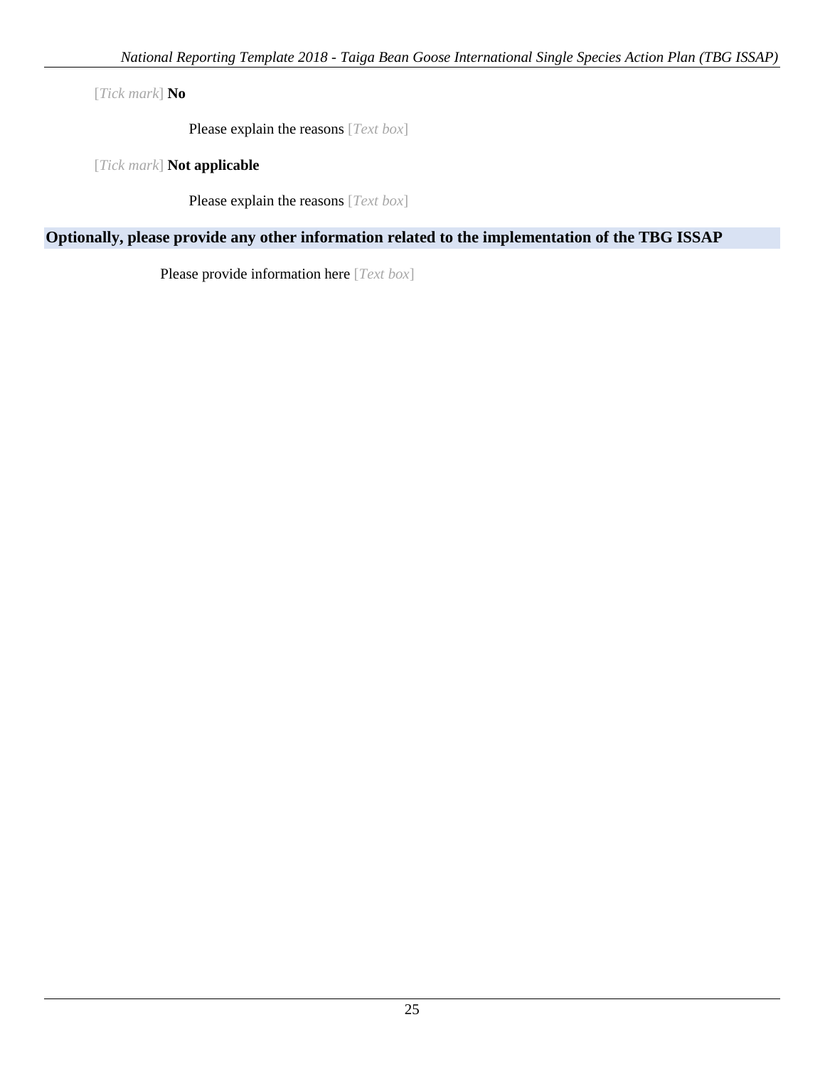[*Tick mark*] **No**

Please explain the reasons [*Text box*]

[*Tick mark*] **Not applicable**

Please explain the reasons [*Text box*]

## Optionally, please provide any other information related to the implementation of the TBG ISSAP

Please provide information here [*Text box*]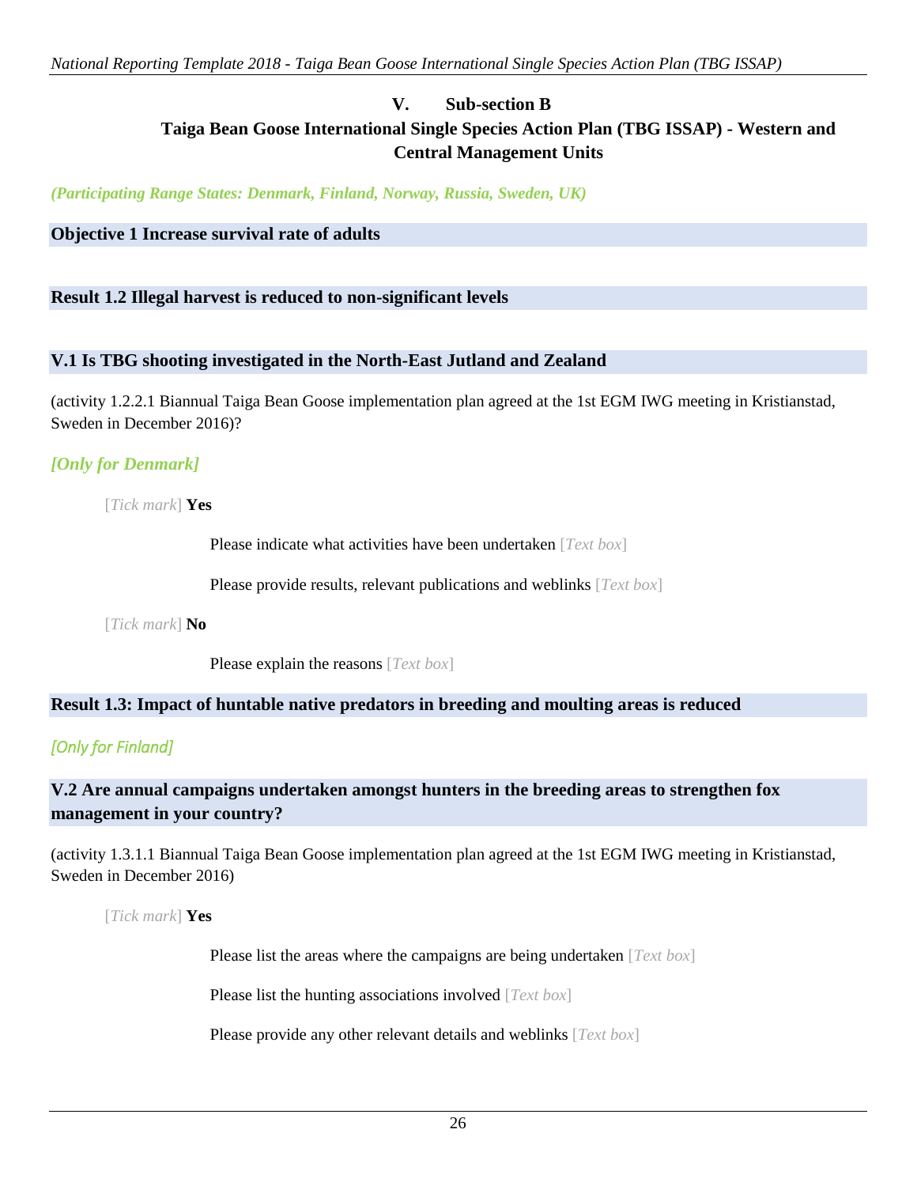## V. Sub-section B

## Taiga Bean Goose International Single Species Action Plan (TBG ISSAP) - Western and Central Management Units

*(Participating Range States: Denmark, Finland, Norway, Russia, Sweden, UK)*

### Objective 1 Increase survival rate of adults

### Result 1.2 Illegal harvest is reduced to non-significant levels

### V.1 Is TBG shooting investigated in the North-East Jutland and Zealand

(activity 1.2.2.1 Biannual Taiga Bean Goose implementation plan agreed at the 1st EGM IWG meeting in Kristianstad, Sweden in December 2016)?

*[Only for Denmark]*

[*Tick mark*] **Yes**

Please indicate what activities have been undertaken [*Text box*]

Please provide results, relevant publications and weblinks [*Text box*]

[*Tick mark*] **No**

Please explain the reasons [*Text box*]

### Result 1.3: Impact of huntable native predators in breeding and moulting areas is reduced

*[Only for Finland]*

### V.2 Are annual campaigns undertaken amongst hunters in the breeding areas to strengthen fox management in your country?

(activity 1.3.1.1 Biannual Taiga Bean Goose implementation plan agreed at the 1st EGM IWG meeting in Kristianstad, Sweden in December 2016)

[*Tick mark*] **Yes**

Please list the areas where the campaigns are being undertaken [*Text box*]

Please list the hunting associations involved [*Text box*]

Please provide any other relevant details and weblinks [*Text box*]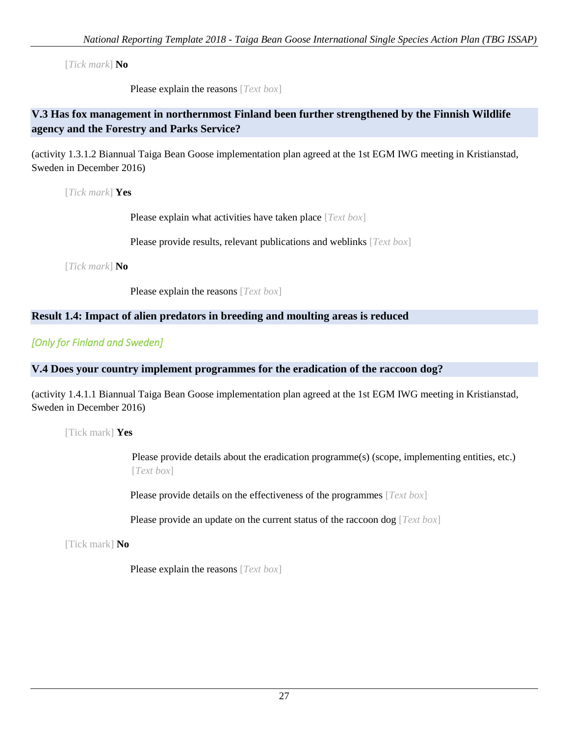[*Tick mark*] **No**

Please explain the reasons [*Text box*]

### V.3 Has fox management in northernmost Finland been further strengthened by the Finnish Wildlife agency and the Forestry and Parks Service?

(activity 1.3.1.2 Biannual Taiga Bean Goose implementation plan agreed at the 1st EGM IWG meeting in Kristianstad, Sweden in December 2016)

[*Tick mark*] **Yes**

Please explain what activities have taken place [*Text box*]

Please provide results, relevant publications and weblinks [*Text box*]

[*Tick mark*] **No**

Please explain the reasons [*Text box*]

### Result 1.4: Impact of alien predators in breeding and moulting areas is reduced

*[Only for Finland and Sweden]*

### V.4 Does your country implement programmes for the eradication of the raccoon dog?

(activity 1.4.1.1 Biannual Taiga Bean Goose implementation plan agreed at the 1st EGM IWG meeting in Kristianstad, Sweden in December 2016)

[Tick mark] **Yes**

Please provide details about the eradication programme(s) (scope, implementing entities, etc.) [*Text box*]

Please provide details on the effectiveness of the programmes [*Text box*]

Please provide an update on the current status of the raccoon dog [*Text box*]

[Tick mark] **No**

Please explain the reasons [*Text box*]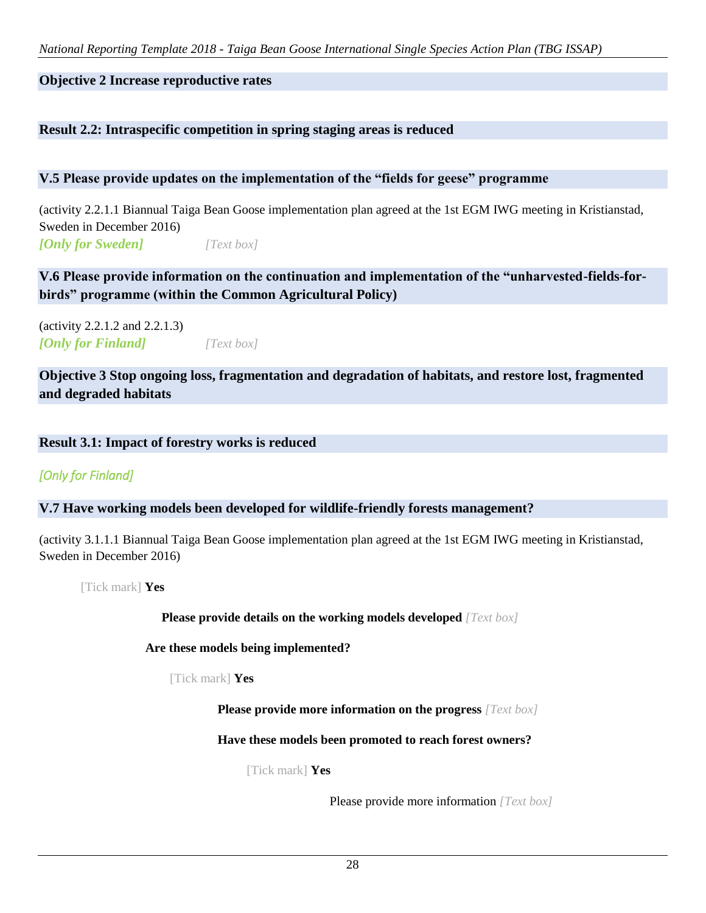**Objective 2 Increase reproductive rates**

**Result 2.2: Intraspecific competition in spring staging areas is reduced**

**V.5 Please provide updates on the implementation of the "fields for geese" programme**

(activity 2.2.1.1 Biannual Taiga Bean Goose implementation plan agreed at the 1st EGM IWG meeting in Kristianstad, Sweden in December 2016)

***[Only for Sweden]*** *[Text box]*

**V.6 Please provide information on the continuation and implementation of the "unharvested-fields-for-birds" programme (within the Common Agricultural Policy)**

(activity 2.2.1.2 and 2.2.1.3)

***[Only for Finland]*** *[Text box]*

**Objective 3 Stop ongoing loss, fragmentation and degradation of habitats, and restore lost, fragmented and degraded habitats**

**Result 3.1: Impact of forestry works is reduced**

*[Only for Finland]*

**V.7 Have working models been developed for wildlife-friendly forests management?**

(activity 3.1.1.1 Biannual Taiga Bean Goose implementation plan agreed at the 1st EGM IWG meeting in Kristianstad, Sweden in December 2016)

[Tick mark] **Yes**

**Please provide details on the working models developed** *[Text box]*

**Are these models being implemented?**

[Tick mark] **Yes**

**Please provide more information on the progress** *[Text box]*

**Have these models been promoted to reach forest owners?**

[Tick mark] **Yes**

Please provide more information *[Text box]*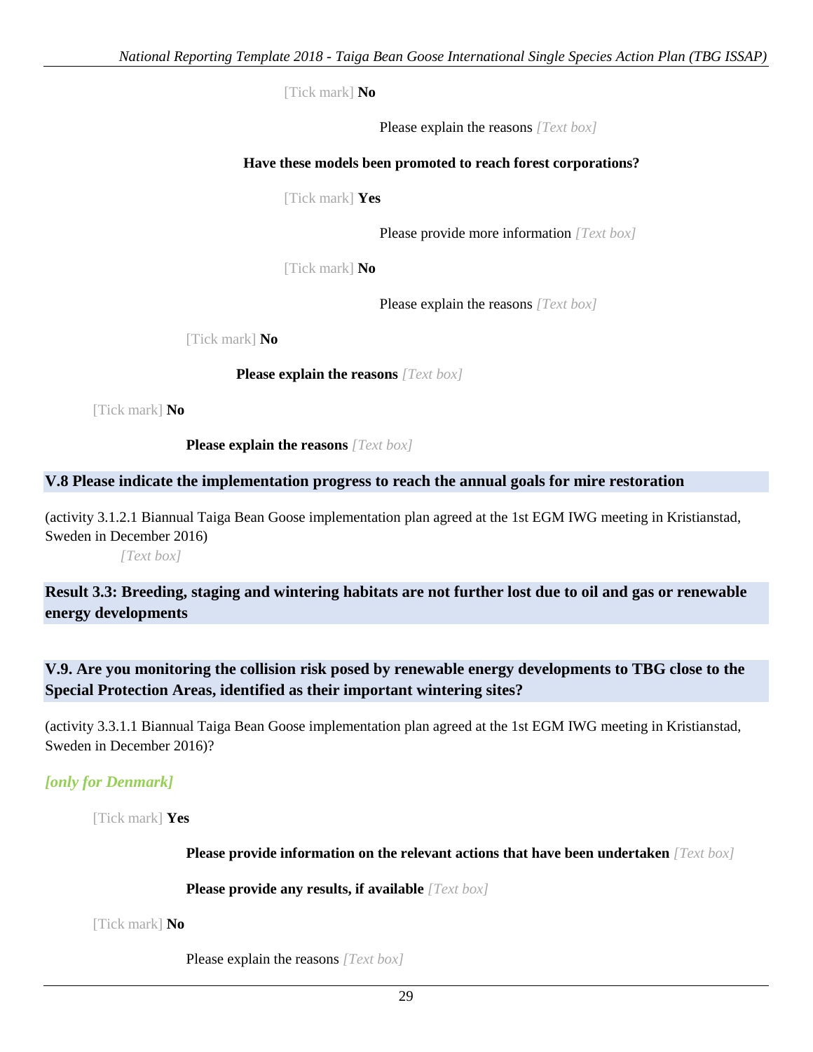[Tick mark] **No**

Please explain the reasons *[Text box]*

**Have these models been promoted to reach forest corporations?**

[Tick mark] **Yes**

Please provide more information *[Text box]*

[Tick mark] **No**

Please explain the reasons *[Text box]*

[Tick mark] **No**

**Please explain the reasons** *[Text box]*

[Tick mark] **No**

**Please explain the reasons** *[Text box]*

## V.8 Please indicate the implementation progress to reach the annual goals for mire restoration

(activity 3.1.2.1 Biannual Taiga Bean Goose implementation plan agreed at the 1st EGM IWG meeting in Kristianstad, Sweden in December 2016)

*[Text box]*

## Result 3.3: Breeding, staging and wintering habitats are not further lost due to oil and gas or renewable energy developments

## V.9. Are you monitoring the collision risk posed by renewable energy developments to TBG close to the Special Protection Areas, identified as their important wintering sites?

(activity 3.3.1.1 Biannual Taiga Bean Goose implementation plan agreed at the 1st EGM IWG meeting in Kristianstad, Sweden in December 2016)?

***[only for Denmark]***

[Tick mark] **Yes**

**Please provide information on the relevant actions that have been undertaken** *[Text box]*

**Please provide any results, if available** *[Text box]*

[Tick mark] **No**

Please explain the reasons *[Text box]*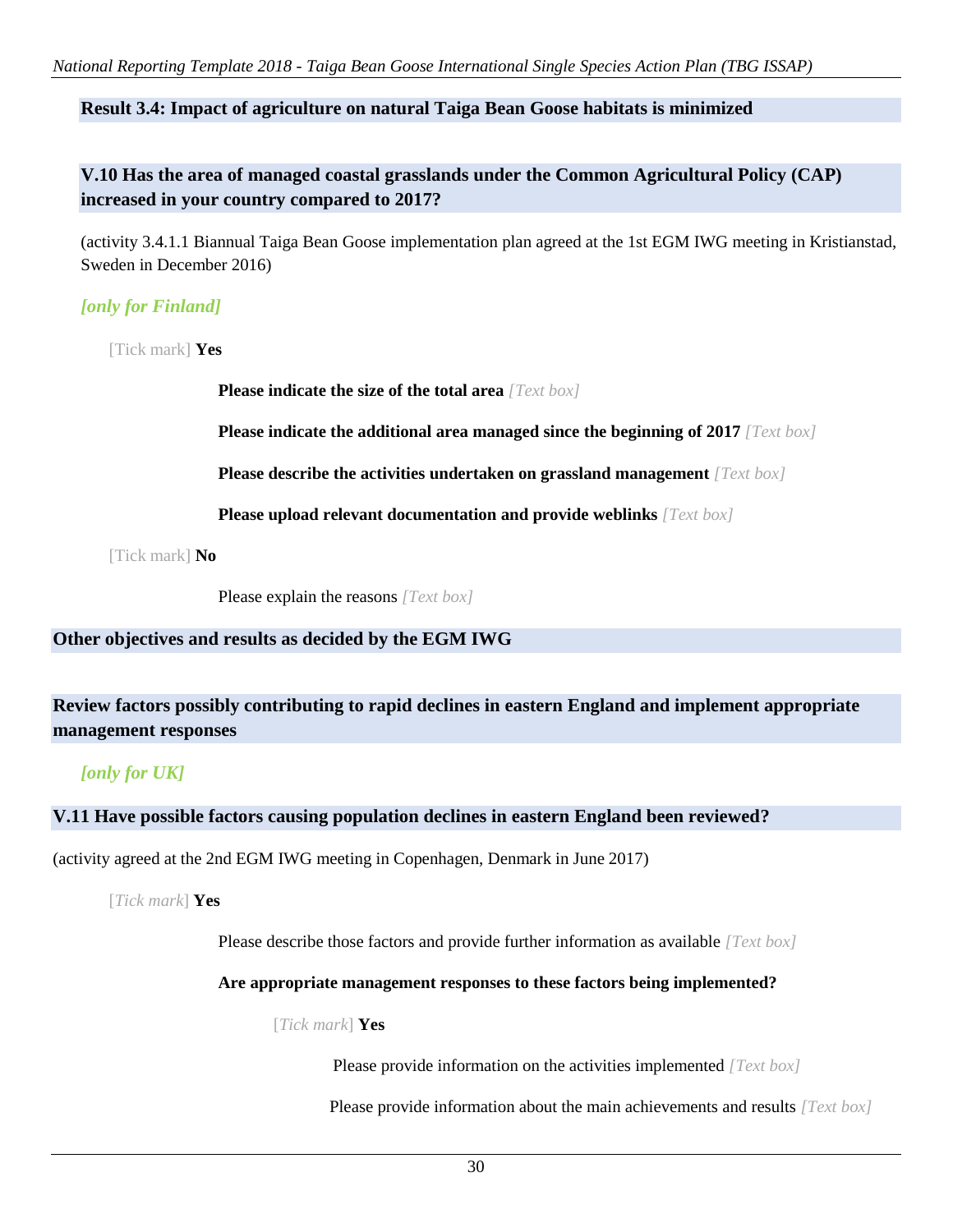### Result 3.4: Impact of agriculture on natural Taiga Bean Goose habitats is minimized

#### V.10 Has the area of managed coastal grasslands under the Common Agricultural Policy (CAP) increased in your country compared to 2017?

(activity 3.4.1.1 Biannual Taiga Bean Goose implementation plan agreed at the 1st EGM IWG meeting in Kristianstad, Sweden in December 2016)

***[only for Finland]***

[Tick mark] **Yes**

**Please indicate the size of the total area** *[Text box]*

**Please indicate the additional area managed since the beginning of 2017** *[Text box]*

**Please describe the activities undertaken on grassland management** *[Text box]*

**Please upload relevant documentation and provide weblinks** *[Text box]*

[Tick mark] **No**

Please explain the reasons *[Text box]*

### Other objectives and results as decided by the EGM IWG

### Review factors possibly contributing to rapid declines in eastern England and implement appropriate management responses

***[only for UK]***

#### V.11 Have possible factors causing population declines in eastern England been reviewed?

(activity agreed at the 2nd EGM IWG meeting in Copenhagen, Denmark in June 2017)

[*Tick mark*] **Yes**

Please describe those factors and provide further information as available *[Text box]*

**Are appropriate management responses to these factors being implemented?**

[*Tick mark*] **Yes**

Please provide information on the activities implemented *[Text box]*

Please provide information about the main achievements and results *[Text box]*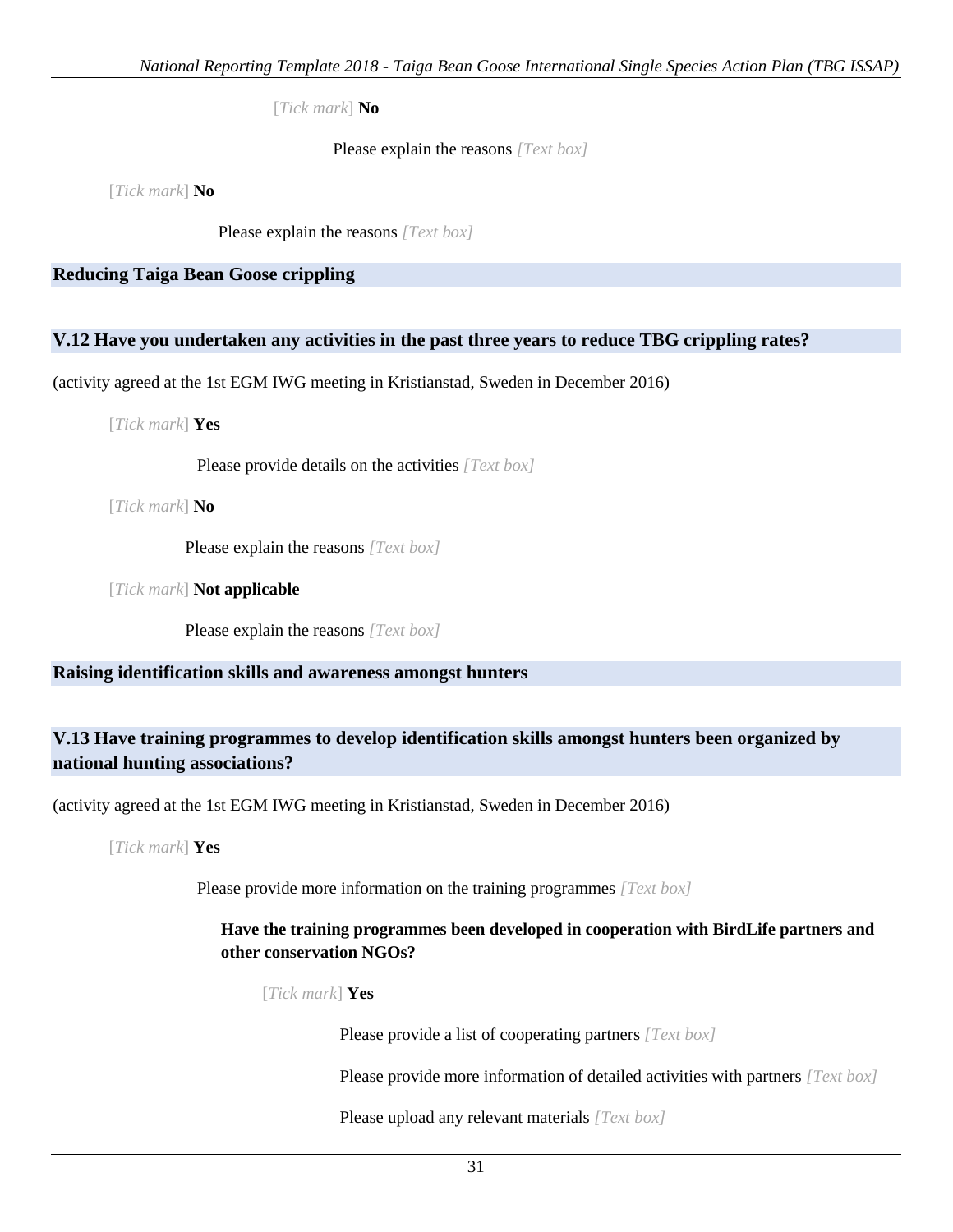[*Tick mark*] **No**

Please explain the reasons *[Text box]*

[*Tick mark*] **No**

Please explain the reasons *[Text box]*

## Reducing Taiga Bean Goose crippling

### V.12 Have you undertaken any activities in the past three years to reduce TBG crippling rates?

(activity agreed at the 1st EGM IWG meeting in Kristianstad, Sweden in December 2016)

[*Tick mark*] **Yes**

Please provide details on the activities *[Text box]*

[*Tick mark*] **No**

Please explain the reasons *[Text box]*

[*Tick mark*] **Not applicable**

Please explain the reasons *[Text box]*

## Raising identification skills and awareness amongst hunters

### V.13 Have training programmes to develop identification skills amongst hunters been organized by national hunting associations?

(activity agreed at the 1st EGM IWG meeting in Kristianstad, Sweden in December 2016)

[*Tick mark*] **Yes**

Please provide more information on the training programmes *[Text box]*

**Have the training programmes been developed in cooperation with BirdLife partners and other conservation NGOs?**

[*Tick mark*] **Yes**

Please provide a list of cooperating partners *[Text box]*

Please provide more information of detailed activities with partners *[Text box]*

Please upload any relevant materials *[Text box]*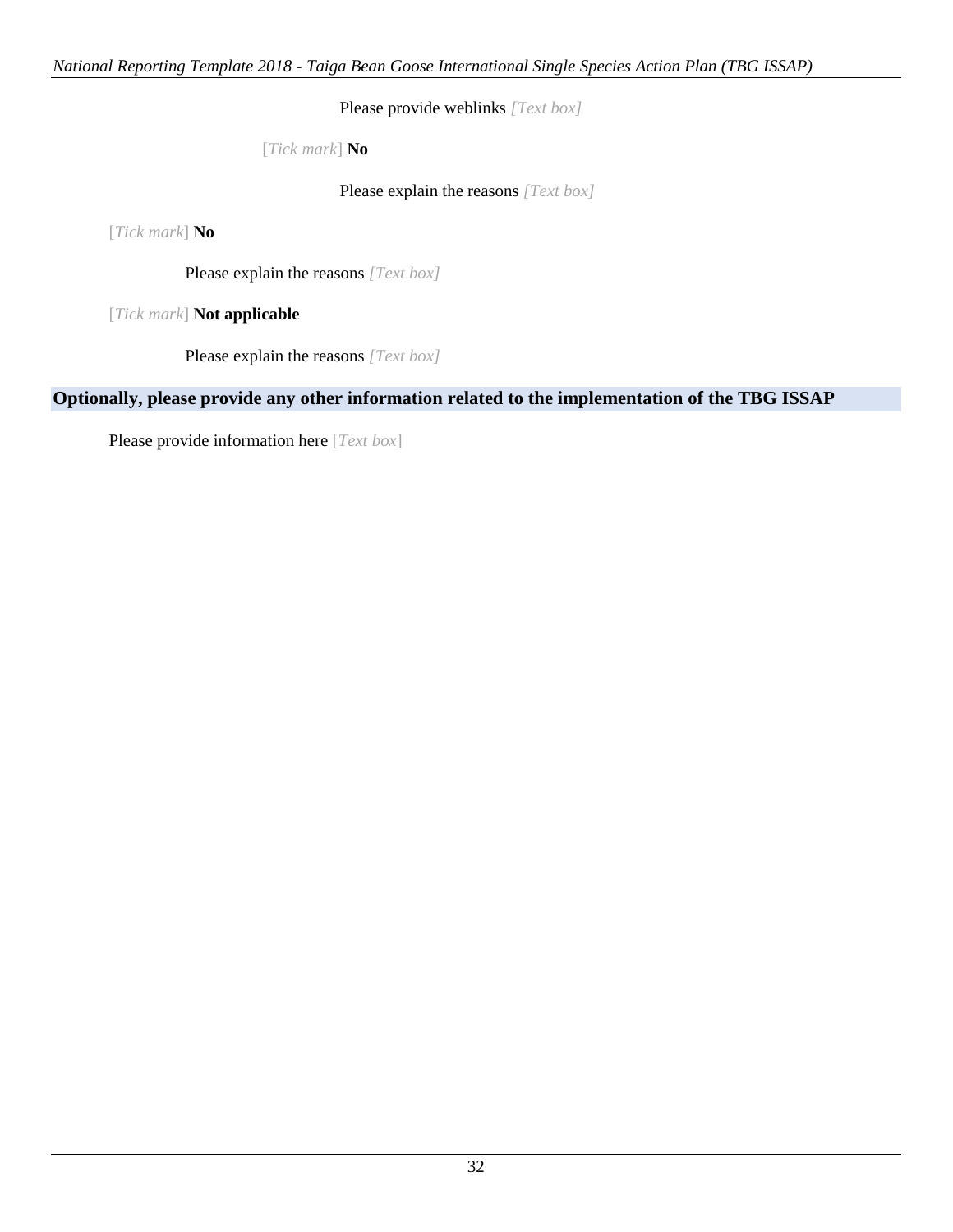Please provide weblinks *[Text box]*

[*Tick mark*] **No**

Please explain the reasons *[Text box]*

[*Tick mark*] **No**

Please explain the reasons *[Text box]*

[*Tick mark*] **Not applicable**

Please explain the reasons *[Text box]*

## Optionally, please provide any other information related to the implementation of the TBG ISSAP

Please provide information here [*Text box*]